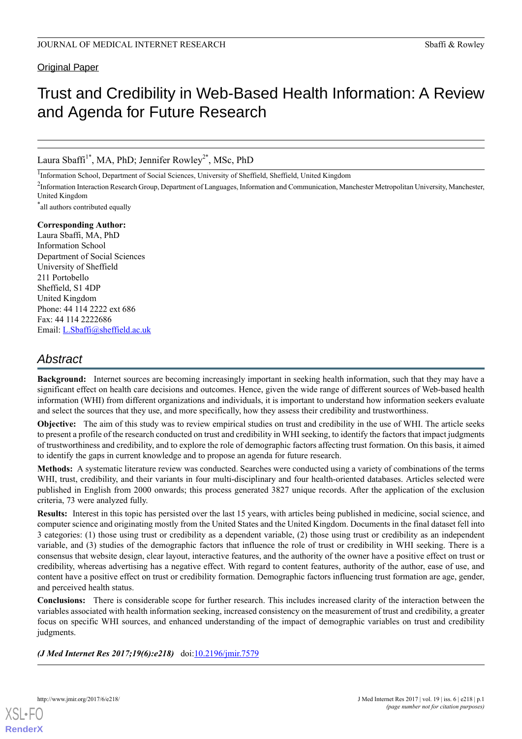Original Paper

# Trust and Credibility in Web-Based Health Information: A Review and Agenda for Future Research

Laura Sbaffi[1*], MA, PhD; Jennifer Rowley[2*], MSc, PhD

[1]Information School, Department of Social Sciences, University of Sheffield, Sheffield, United Kingdom

[2]Information Interaction Research Group, Department of Languages, Information and Communication, Manchester Metropolitan University, Manchester, United Kingdom

[*]all authors contributed equally

**Corresponding Author:**
Laura Sbaffi, MA, PhD
Information School
Department of Social Sciences
University of Sheffield
211 Portobello
Sheffield, S1 4DP
United Kingdom
Phone: 44 114 2222 ext 686
Fax: 44 114 2222686
Email: L.Sbaffi@sheffield.ac.uk

## Abstract

**Background:** Internet sources are becoming increasingly important in seeking health information, such that they may have a significant effect on health care decisions and outcomes. Hence, given the wide range of different sources of Web-based health information (WHI) from different organizations and individuals, it is important to understand how information seekers evaluate and select the sources that they use, and more specifically, how they assess their credibility and trustworthiness.

**Objective:** The aim of this study was to review empirical studies on trust and credibility in the use of WHI. The article seeks to present a profile of the research conducted on trust and credibility in WHI seeking, to identify the factors that impact judgments of trustworthiness and credibility, and to explore the role of demographic factors affecting trust formation. On this basis, it aimed to identify the gaps in current knowledge and to propose an agenda for future research.

**Methods:** A systematic literature review was conducted. Searches were conducted using a variety of combinations of the terms WHI, trust, credibility, and their variants in four multi-disciplinary and four health-oriented databases. Articles selected were published in English from 2000 onwards; this process generated 3827 unique records. After the application of the exclusion criteria, 73 were analyzed fully.

**Results:** Interest in this topic has persisted over the last 15 years, with articles being published in medicine, social science, and computer science and originating mostly from the United States and the United Kingdom. Documents in the final dataset fell into 3 categories: (1) those using trust or credibility as a dependent variable, (2) those using trust or credibility as an independent variable, and (3) studies of the demographic factors that influence the role of trust or credibility in WHI seeking. There is a consensus that website design, clear layout, interactive features, and the authority of the owner have a positive effect on trust or credibility, whereas advertising has a negative effect. With regard to content features, authority of the author, ease of use, and content have a positive effect on trust or credibility formation. Demographic factors influencing trust formation are age, gender, and perceived health status.

**Conclusions:** There is considerable scope for further research. This includes increased clarity of the interaction between the variables associated with health information seeking, increased consistency on the measurement of trust and credibility, a greater focus on specific WHI sources, and enhanced understanding of the impact of demographic variables on trust and credibility judgments.

***(J Med Internet Res 2017;19(6):e218)*** doi:10.2196/jmir.7579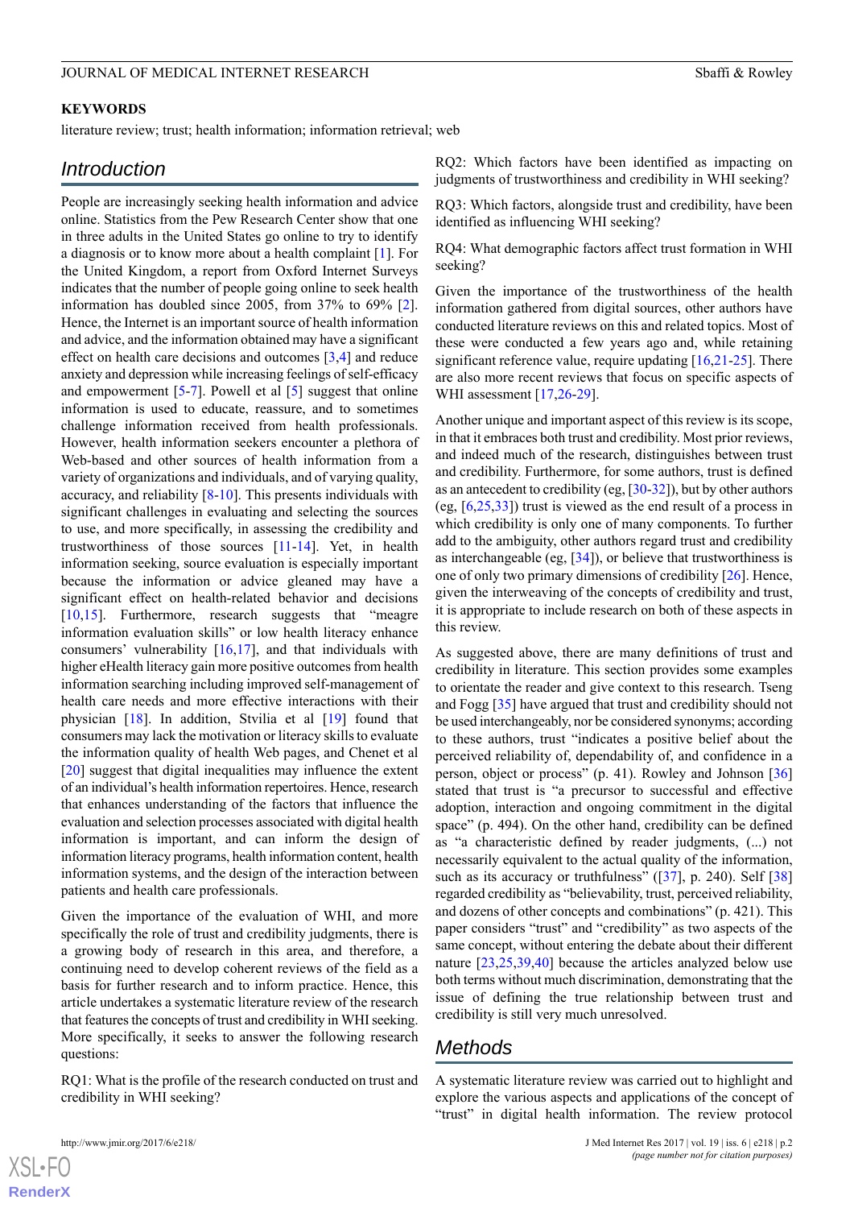**KEYWORDS**

literature review; trust; health information; information retrieval; web

## Introduction

People are increasingly seeking health information and advice online. Statistics from the Pew Research Center show that one in three adults in the United States go online to try to identify a diagnosis or to know more about a health complaint [1]. For the United Kingdom, a report from Oxford Internet Surveys indicates that the number of people going online to seek health information has doubled since 2005, from 37% to 69% [2]. Hence, the Internet is an important source of health information and advice, and the information obtained may have a significant effect on health care decisions and outcomes [3,4] and reduce anxiety and depression while increasing feelings of self-efficacy and empowerment [5-7]. Powell et al [5] suggest that online information is used to educate, reassure, and to sometimes challenge information received from health professionals. However, health information seekers encounter a plethora of Web-based and other sources of health information from a variety of organizations and individuals, and of varying quality, accuracy, and reliability [8-10]. This presents individuals with significant challenges in evaluating and selecting the sources to use, and more specifically, in assessing the credibility and trustworthiness of those sources [11-14]. Yet, in health information seeking, source evaluation is especially important because the information or advice gleaned may have a significant effect on health-related behavior and decisions [10,15]. Furthermore, research suggests that "meagre information evaluation skills" or low health literacy enhance consumers' vulnerability [16,17], and that individuals with higher eHealth literacy gain more positive outcomes from health information searching including improved self-management of health care needs and more effective interactions with their physician [18]. In addition, Stvilia et al [19] found that consumers may lack the motivation or literacy skills to evaluate the information quality of health Web pages, and Chenet et al [20] suggest that digital inequalities may influence the extent of an individual's health information repertoires. Hence, research that enhances understanding of the factors that influence the evaluation and selection processes associated with digital health information is important, and can inform the design of information literacy programs, health information content, health information systems, and the design of the interaction between patients and health care professionals.

Given the importance of the evaluation of WHI, and more specifically the role of trust and credibility judgments, there is a growing body of research in this area, and therefore, a continuing need to develop coherent reviews of the field as a basis for further research and to inform practice. Hence, this article undertakes a systematic literature review of the research that features the concepts of trust and credibility in WHI seeking. More specifically, it seeks to answer the following research questions:

RQ1: What is the profile of the research conducted on trust and credibility in WHI seeking?

RQ2: Which factors have been identified as impacting on judgments of trustworthiness and credibility in WHI seeking?

RQ3: Which factors, alongside trust and credibility, have been identified as influencing WHI seeking?

RQ4: What demographic factors affect trust formation in WHI seeking?

Given the importance of the trustworthiness of the health information gathered from digital sources, other authors have conducted literature reviews on this and related topics. Most of these were conducted a few years ago and, while retaining significant reference value, require updating [16,21-25]. There are also more recent reviews that focus on specific aspects of WHI assessment [17,26-29].

Another unique and important aspect of this review is its scope, in that it embraces both trust and credibility. Most prior reviews, and indeed much of the research, distinguishes between trust and credibility. Furthermore, for some authors, trust is defined as an antecedent to credibility (eg, [30-32]), but by other authors (eg, [6,25,33]) trust is viewed as the end result of a process in which credibility is only one of many components. To further add to the ambiguity, other authors regard trust and credibility as interchangeable (eg, [34]), or believe that trustworthiness is one of only two primary dimensions of credibility [26]. Hence, given the interweaving of the concepts of credibility and trust, it is appropriate to include research on both of these aspects in this review.

As suggested above, there are many definitions of trust and credibility in literature. This section provides some examples to orientate the reader and give context to this research. Tseng and Fogg [35] have argued that trust and credibility should not be used interchangeably, nor be considered synonyms; according to these authors, trust "indicates a positive belief about the perceived reliability of, dependability of, and confidence in a person, object or process" (p. 41). Rowley and Johnson [36] stated that trust is "a precursor to successful and effective adoption, interaction and ongoing commitment in the digital space" (p. 494). On the other hand, credibility can be defined as "a characteristic defined by reader judgments, (...) not necessarily equivalent to the actual quality of the information, such as its accuracy or truthfulness" ([37], p. 240). Self [38] regarded credibility as "believability, trust, perceived reliability, and dozens of other concepts and combinations" (p. 421). This paper considers "trust" and "credibility" as two aspects of the same concept, without entering the debate about their different nature [23,25,39,40] because the articles analyzed below use both terms without much discrimination, demonstrating that the issue of defining the true relationship between trust and credibility is still very much unresolved.

## Methods

A systematic literature review was carried out to highlight and explore the various aspects and applications of the concept of "trust" in digital health information. The review protocol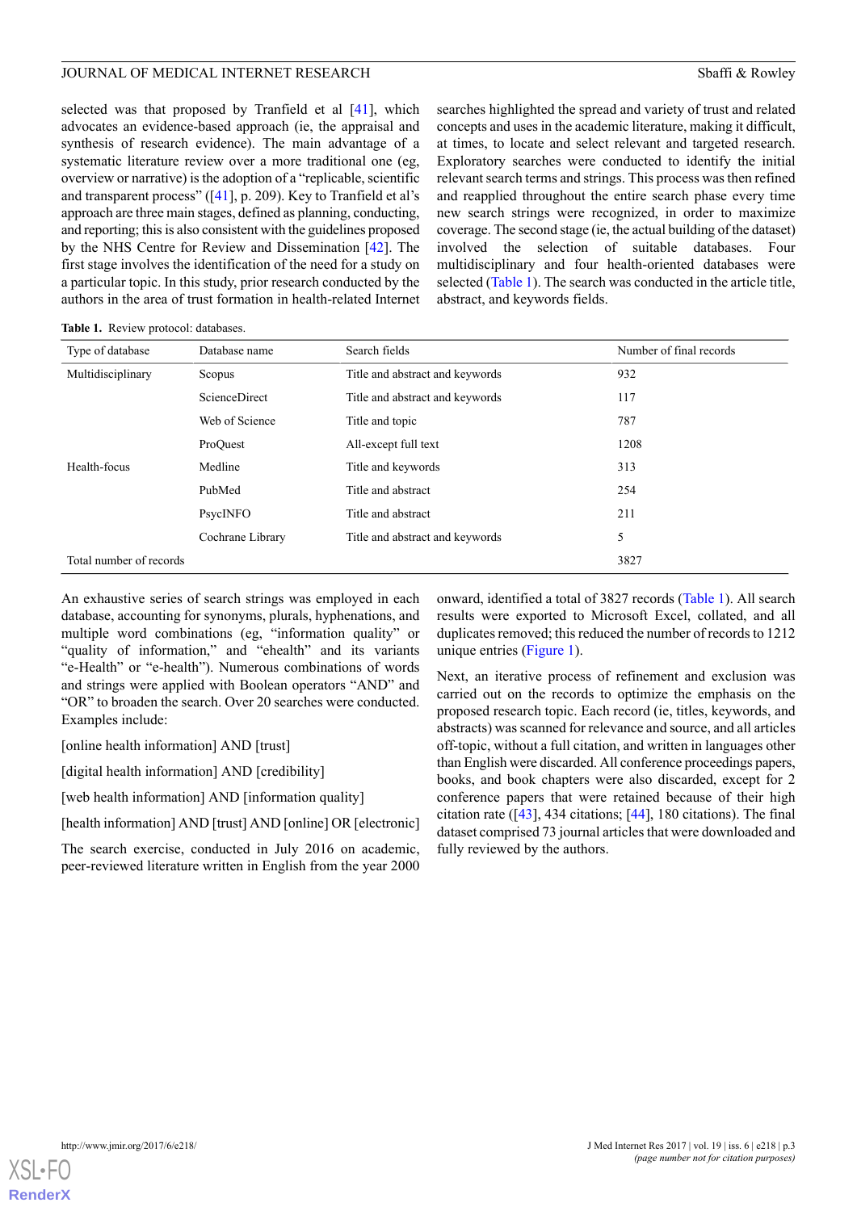selected was that proposed by Tranfield et al [41], which advocates an evidence-based approach (ie, the appraisal and synthesis of research evidence). The main advantage of a systematic literature review over a more traditional one (eg, overview or narrative) is the adoption of a "replicable, scientific and transparent process" ([41], p. 209). Key to Tranfield et al's approach are three main stages, defined as planning, conducting, and reporting; this is also consistent with the guidelines proposed by the NHS Centre for Review and Dissemination [42]. The first stage involves the identification of the need for a study on a particular topic. In this study, prior research conducted by the authors in the area of trust formation in health-related Internet searches highlighted the spread and variety of trust and related concepts and uses in the academic literature, making it difficult, at times, to locate and select relevant and targeted research. Exploratory searches were conducted to identify the initial relevant search terms and strings. This process was then refined and reapplied throughout the entire search phase every time new search strings were recognized, in order to maximize coverage. The second stage (ie, the actual building of the dataset) involved the selection of suitable databases. Four multidisciplinary and four health-oriented databases were selected (Table 1). The search was conducted in the article title, abstract, and keywords fields.

**Table 1.** Review protocol: databases.

| Type of database | Database name | Search fields | Number of final records |
|---|---|---|---|
| Multidisciplinary | Scopus | Title and abstract and keywords | 932 |
| | ScienceDirect | Title and abstract and keywords | 117 |
| | Web of Science | Title and topic | 787 |
| | ProQuest | All-except full text | 1208 |
| Health-focus | Medline | Title and keywords | 313 |
| | PubMed | Title and abstract | 254 |
| | PsycINFO | Title and abstract | 211 |
| | Cochrane Library | Title and abstract and keywords | 5 |
| Total number of records | | | 3827 |

An exhaustive series of search strings was employed in each database, accounting for synonyms, plurals, hyphenations, and multiple word combinations (eg, "information quality" or "quality of information," and "ehealth" and its variants "e-Health" or "e-health"). Numerous combinations of words and strings were applied with Boolean operators "AND" and "OR" to broaden the search. Over 20 searches were conducted. Examples include:

[online health information] AND [trust]

[digital health information] AND [credibility]

[web health information] AND [information quality]

[health information] AND [trust] AND [online] OR [electronic]

The search exercise, conducted in July 2016 on academic, peer-reviewed literature written in English from the year 2000 onward, identified a total of 3827 records (Table 1). All search results were exported to Microsoft Excel, collated, and all duplicates removed; this reduced the number of records to 1212 unique entries (Figure 1).

Next, an iterative process of refinement and exclusion was carried out on the records to optimize the emphasis on the proposed research topic. Each record (ie, titles, keywords, and abstracts) was scanned for relevance and source, and all articles off-topic, without a full citation, and written in languages other than English were discarded. All conference proceedings papers, books, and book chapters were also discarded, except for 2 conference papers that were retained because of their high citation rate ([43], 434 citations; [44], 180 citations). The final dataset comprised 73 journal articles that were downloaded and fully reviewed by the authors.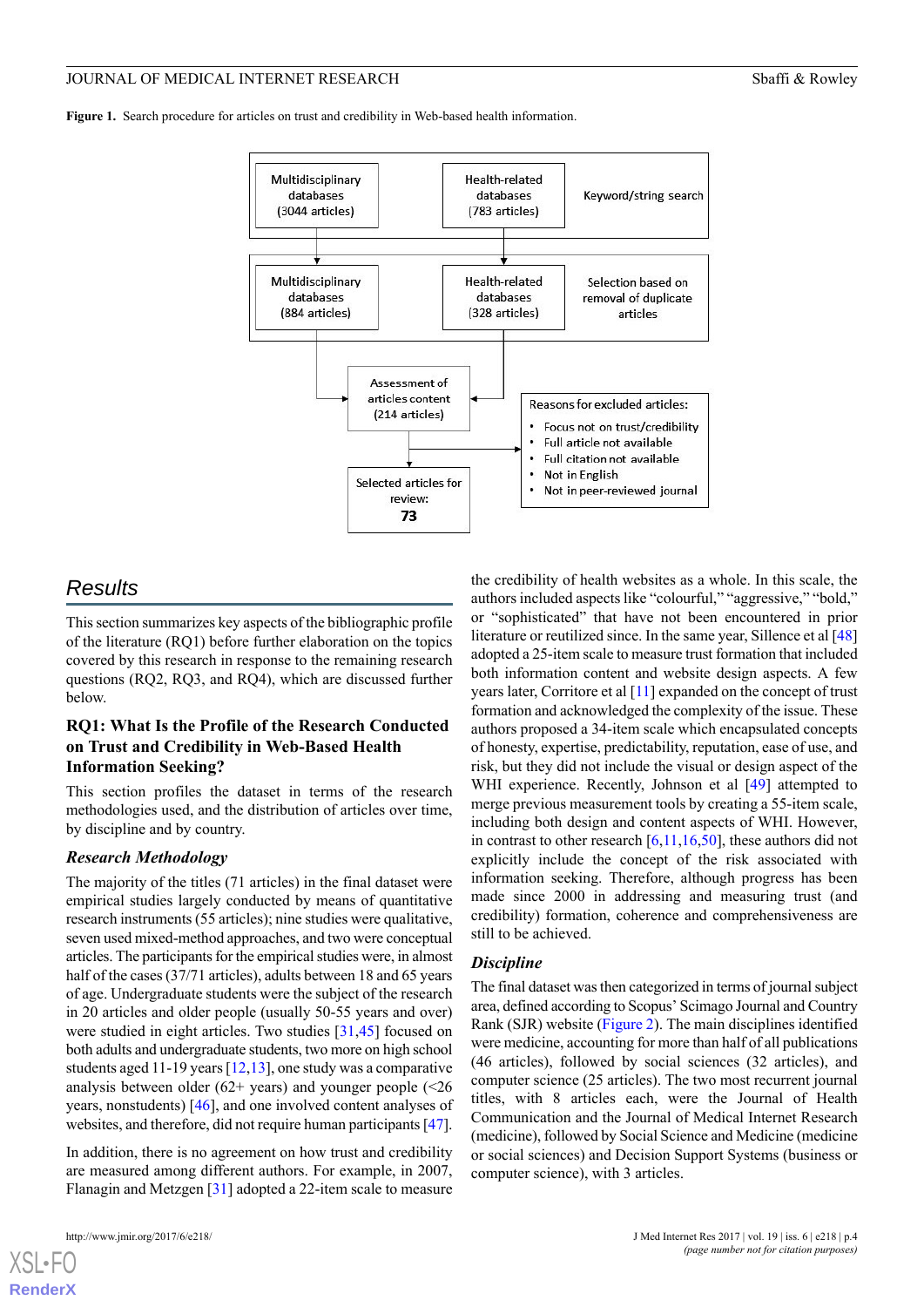**Figure 1.** Search procedure for articles on trust and credibility in Web-based health information.

Multidisciplinary databases (3044 articles)

Health-related databases (783 articles)

Keyword/string search

Multidisciplinary databases (884 articles)

Health-related databases (328 articles)

Selection based on removal of duplicate articles

Assessment of articles content (214 articles)

Reasons for excluded articles:

- Focus not on trust/credibility
- Full article not available
- Full citation not available
- Not in English
- Not in peer-reviewed journal

Selected articles for review: **73**

## Results

This section summarizes key aspects of the bibliographic profile of the literature (RQ1) before further elaboration on the topics covered by this research in response to the remaining research questions (RQ2, RQ3, and RQ4), which are discussed further below.

### RQ1: What Is the Profile of the Research Conducted on Trust and Credibility in Web-Based Health Information Seeking?

This section profiles the dataset in terms of the research methodologies used, and the distribution of articles over time, by discipline and by country.

#### *Research Methodology*

The majority of the titles (71 articles) in the final dataset were empirical studies largely conducted by means of quantitative research instruments (55 articles); nine studies were qualitative, seven used mixed-method approaches, and two were conceptual articles. The participants for the empirical studies were, in almost half of the cases (37/71 articles), adults between 18 and 65 years of age. Undergraduate students were the subject of the research in 20 articles and older people (usually 50-55 years and over) were studied in eight articles. Two studies [31,45] focused on both adults and undergraduate students, two more on high school students aged 11-19 years [12,13], one study was a comparative analysis between older (62+ years) and younger people (<26 years, nonstudents) [46], and one involved content analyses of websites, and therefore, did not require human participants [47].

In addition, there is no agreement on how trust and credibility are measured among different authors. For example, in 2007, Flanagin and Metzgen [31] adopted a 22-item scale to measure the credibility of health websites as a whole. In this scale, the authors included aspects like "colourful," "aggressive," "bold," or "sophisticated" that have not been encountered in prior literature or reutilized since. In the same year, Sillence et al [48] adopted a 25-item scale to measure trust formation that included both information content and website design aspects. A few years later, Corritore et al [11] expanded on the concept of trust formation and acknowledged the complexity of the issue. These authors proposed a 34-item scale which encapsulated concepts of honesty, expertise, predictability, reputation, ease of use, and risk, but they did not include the visual or design aspect of the WHI experience. Recently, Johnson et al [49] attempted to merge previous measurement tools by creating a 55-item scale, including both design and content aspects of WHI. However, in contrast to other research [6,11,16,50], these authors did not explicitly include the concept of the risk associated with information seeking. Therefore, although progress has been made since 2000 in addressing and measuring trust (and credibility) formation, coherence and comprehensiveness are still to be achieved.

#### *Discipline*

The final dataset was then categorized in terms of journal subject area, defined according to Scopus' Scimago Journal and Country Rank (SJR) website (Figure 2). The main disciplines identified were medicine, accounting for more than half of all publications (46 articles), followed by social sciences (32 articles), and computer science (25 articles). The two most recurrent journal titles, with 8 articles each, were the Journal of Health Communication and the Journal of Medical Internet Research (medicine), followed by Social Science and Medicine (medicine or social sciences) and Decision Support Systems (business or computer science), with 3 articles.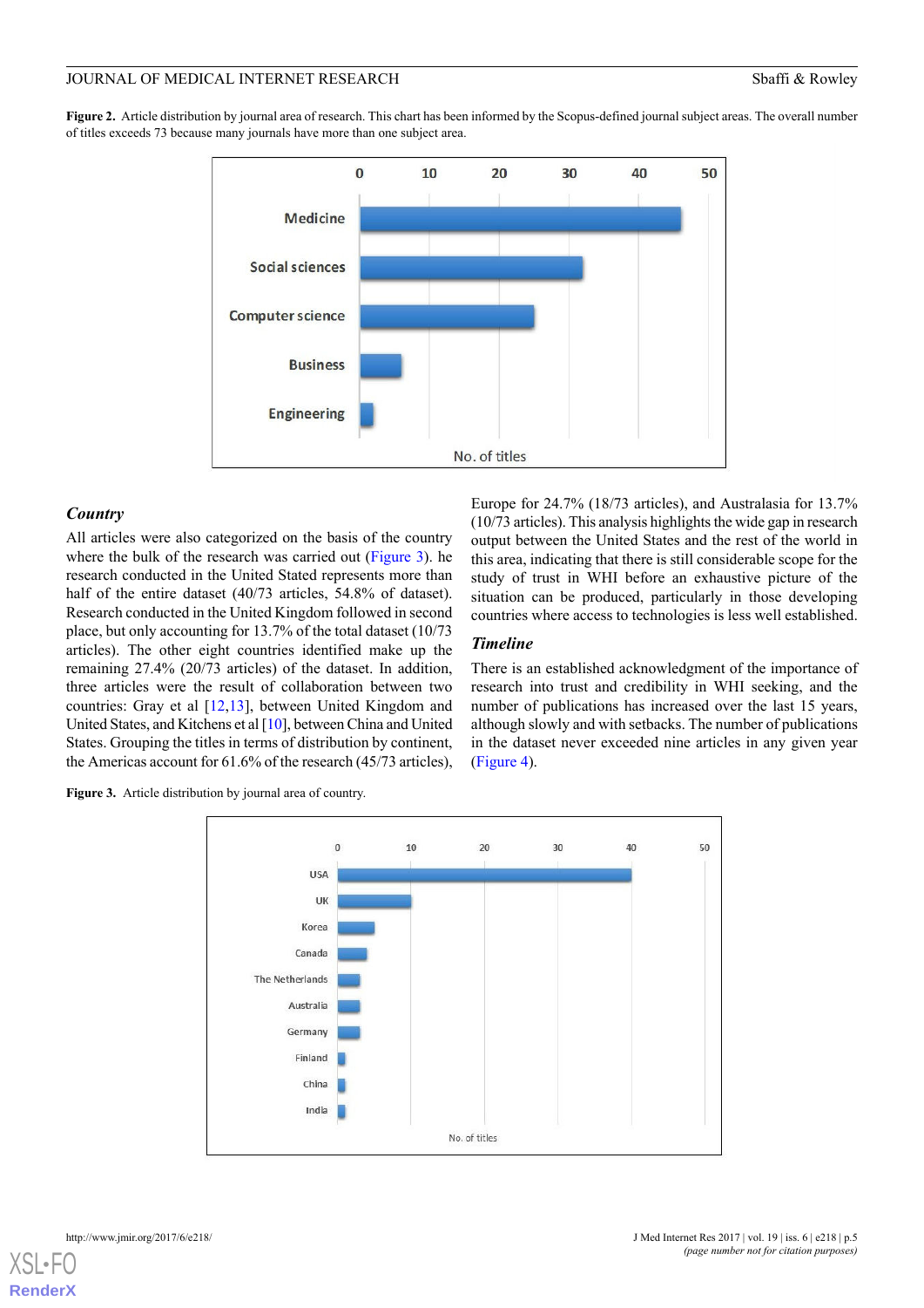**Figure 2.** Article distribution by journal area of research. This chart has been informed by the Scopus-defined journal subject areas. The overall number of titles exceeds 73 because many journals have more than one subject area.

### Country

All articles were also categorized on the basis of the country where the bulk of the research was carried out (Figure 3). he research conducted in the United Stated represents more than half of the entire dataset (40/73 articles, 54.8% of dataset). Research conducted in the United Kingdom followed in second place, but only accounting for 13.7% of the total dataset (10/73 articles). The other eight countries identified make up the remaining 27.4% (20/73 articles) of the dataset. In addition, three articles were the result of collaboration between two countries: Gray et al [12,13], between United Kingdom and United States, and Kitchens et al [10], between China and United States. Grouping the titles in terms of distribution by continent, the Americas account for 61.6% of the research (45/73 articles), Europe for 24.7% (18/73 articles), and Australasia for 13.7% (10/73 articles). This analysis highlights the wide gap in research output between the United States and the rest of the world in this area, indicating that there is still considerable scope for the study of trust in WHI before an exhaustive picture of the situation can be produced, particularly in those developing countries where access to technologies is less well established.

### Timeline

There is an established acknowledgment of the importance of research into trust and credibility in WHI seeking, and the number of publications has increased over the last 15 years, although slowly and with setbacks. The number of publications in the dataset never exceeded nine articles in any given year (Figure 4).

**Figure 3.** Article distribution by journal area of country.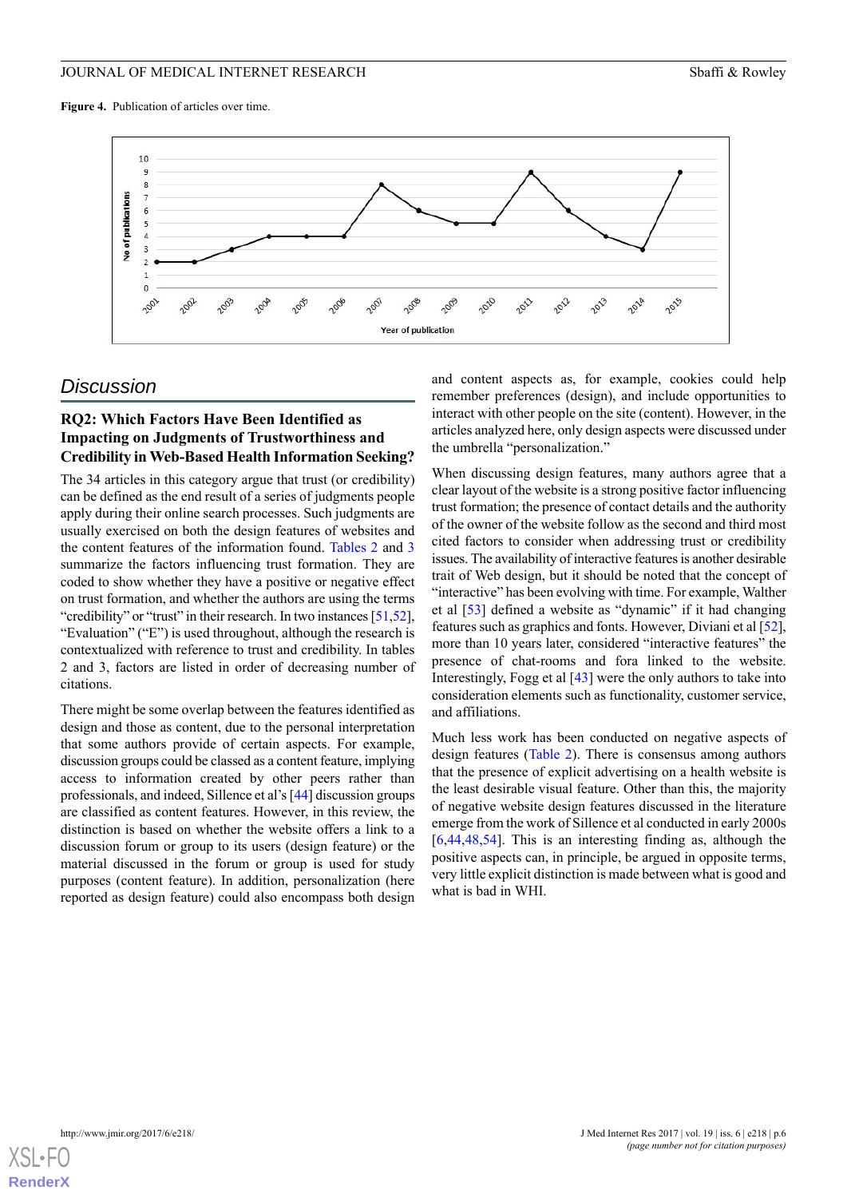**Figure 4.** Publication of articles over time.

## Discussion

### RQ2: Which Factors Have Been Identified as Impacting on Judgments of Trustworthiness and Credibility in Web-Based Health Information Seeking?

The 34 articles in this category argue that trust (or credibility) can be defined as the end result of a series of judgments people apply during their online search processes. Such judgments are usually exercised on both the design features of websites and the content features of the information found. Tables 2 and 3 summarize the factors influencing trust formation. They are coded to show whether they have a positive or negative effect on trust formation, and whether the authors are using the terms "credibility" or "trust" in their research. In two instances [51,52], "Evaluation" ("E") is used throughout, although the research is contextualized with reference to trust and credibility. In tables 2 and 3, factors are listed in order of decreasing number of citations.

There might be some overlap between the features identified as design and those as content, due to the personal interpretation that some authors provide of certain aspects. For example, discussion groups could be classed as a content feature, implying access to information created by other peers rather than professionals, and indeed, Sillence et al's [44] discussion groups are classified as content features. However, in this review, the distinction is based on whether the website offers a link to a discussion forum or group to its users (design feature) or the material discussed in the forum or group is used for study purposes (content feature). In addition, personalization (here reported as design feature) could also encompass both design and content aspects as, for example, cookies could help remember preferences (design), and include opportunities to interact with other people on the site (content). However, in the articles analyzed here, only design aspects were discussed under the umbrella "personalization."

When discussing design features, many authors agree that a clear layout of the website is a strong positive factor influencing trust formation; the presence of contact details and the authority of the owner of the website follow as the second and third most cited factors to consider when addressing trust or credibility issues. The availability of interactive features is another desirable trait of Web design, but it should be noted that the concept of "interactive" has been evolving with time. For example, Walther et al [53] defined a website as "dynamic" if it had changing features such as graphics and fonts. However, Diviani et al [52], more than 10 years later, considered "interactive features" the presence of chat-rooms and fora linked to the website. Interestingly, Fogg et al [43] were the only authors to take into consideration elements such as functionality, customer service, and affiliations.

Much less work has been conducted on negative aspects of design features (Table 2). There is consensus among authors that the presence of explicit advertising on a health website is the least desirable visual feature. Other than this, the majority of negative website design features discussed in the literature emerge from the work of Sillence et al conducted in early 2000s [6,44,48,54]. This is an interesting finding as, although the positive aspects can, in principle, be argued in opposite terms, very little explicit distinction is made between what is good and what is bad in WHI.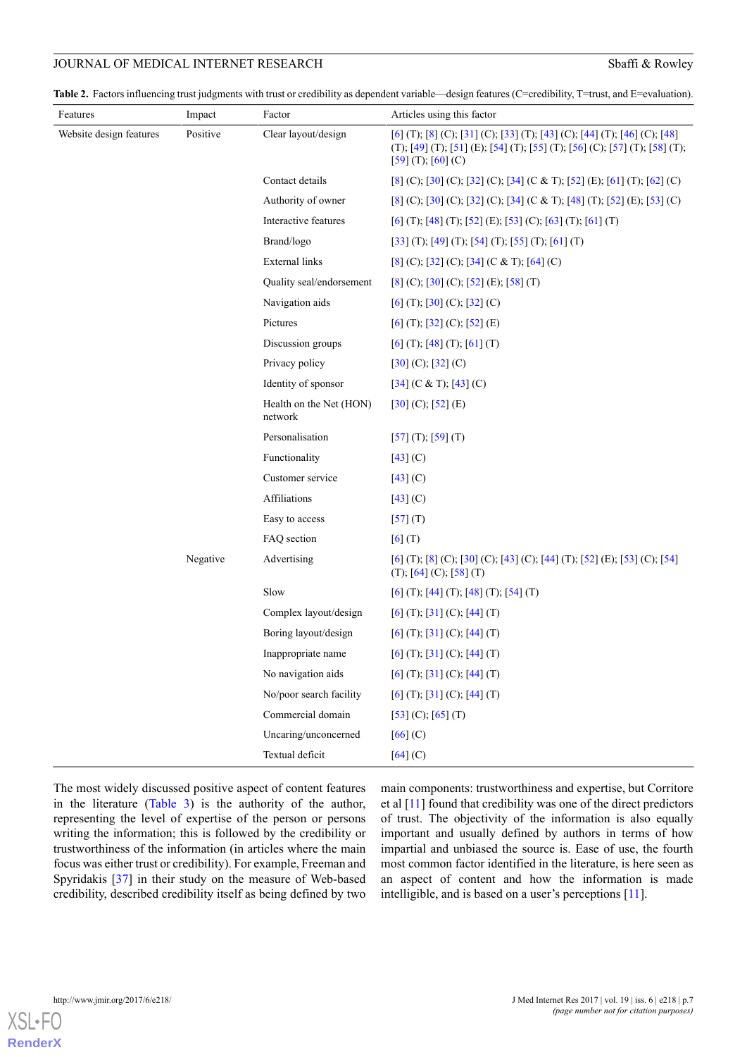**Table 2.** Factors influencing trust judgments with trust or credibility as dependent variable—design features (C=credibility, T=trust, and E=evaluation).

| Features | Impact | Factor | Articles using this factor |
|---|---|---|---|
| Website design features | Positive | Clear layout/design | [6] (T); [8] (C); [31] (C); [33] (T); [43] (C); [44] (T); [46] (C); [48] (T); [49] (T); [51] (E); [54] (T); [55] (T); [56] (C); [57] (T); [58] (T); [59] (T); [60] (C) |
| | | Contact details | [8] (C); [30] (C); [32] (C); [34] (C & T); [52] (E); [61] (T); [62] (C) |
| | | Authority of owner | [8] (C); [30] (C); [32] (C); [34] (C & T); [48] (T); [52] (E); [53] (C) |
| | | Interactive features | [6] (T); [48] (T); [52] (E); [53] (C); [63] (T); [61] (T) |
| | | Brand/logo | [33] (T); [49] (T); [54] (T); [55] (T); [61] (T) |
| | | External links | [8] (C); [32] (C); [34] (C & T); [64] (C) |
| | | Quality seal/endorsement | [8] (C); [30] (C); [52] (E); [58] (T) |
| | | Navigation aids | [6] (T); [30] (C); [32] (C) |
| | | Pictures | [6] (T); [32] (C); [52] (E) |
| | | Discussion groups | [6] (T); [48] (T); [61] (T) |
| | | Privacy policy | [30] (C); [32] (C) |
| | | Identity of sponsor | [34] (C & T); [43] (C) |
| | | Health on the Net (HON) network | [30] (C); [52] (E) |
| | | Personalisation | [57] (T); [59] (T) |
| | | Functionality | [43] (C) |
| | | Customer service | [43] (C) |
| | | Affiliations | [43] (C) |
| | | Easy to access | [57] (T) |
| | | FAQ section | [6] (T) |
| | Negative | Advertising | [6] (T); [8] (C); [30] (C); [43] (C); [44] (T); [52] (E); [53] (C); [54] (T); [64] (C); [58] (T) |
| | | Slow | [6] (T); [44] (T); [48] (T); [54] (T) |
| | | Complex layout/design | [6] (T); [31] (C); [44] (T) |
| | | Boring layout/design | [6] (T); [31] (C); [44] (T) |
| | | Inappropriate name | [6] (T); [31] (C); [44] (T) |
| | | No navigation aids | [6] (T); [31] (C); [44] (T) |
| | | No/poor search facility | [6] (T); [31] (C); [44] (T) |
| | | Commercial domain | [53] (C); [65] (T) |
| | | Uncaring/unconcerned | [66] (C) |
| | | Textual deficit | [64] (C) |

The most widely discussed positive aspect of content features in the literature (Table 3) is the authority of the author, representing the level of expertise of the person or persons writing the information; this is followed by the credibility or trustworthiness of the information (in articles where the main focus was either trust or credibility). For example, Freeman and Spyridakis [37] in their study on the measure of Web-based credibility, described credibility itself as being defined by two main components: trustworthiness and expertise, but Corritore et al [11] found that credibility was one of the direct predictors of trust. The objectivity of the information is also equally important and usually defined by authors in terms of how impartial and unbiased the source is. Ease of use, the fourth most common factor identified in the literature, is here seen as an aspect of content and how the information is made intelligible, and is based on a user's perceptions [11].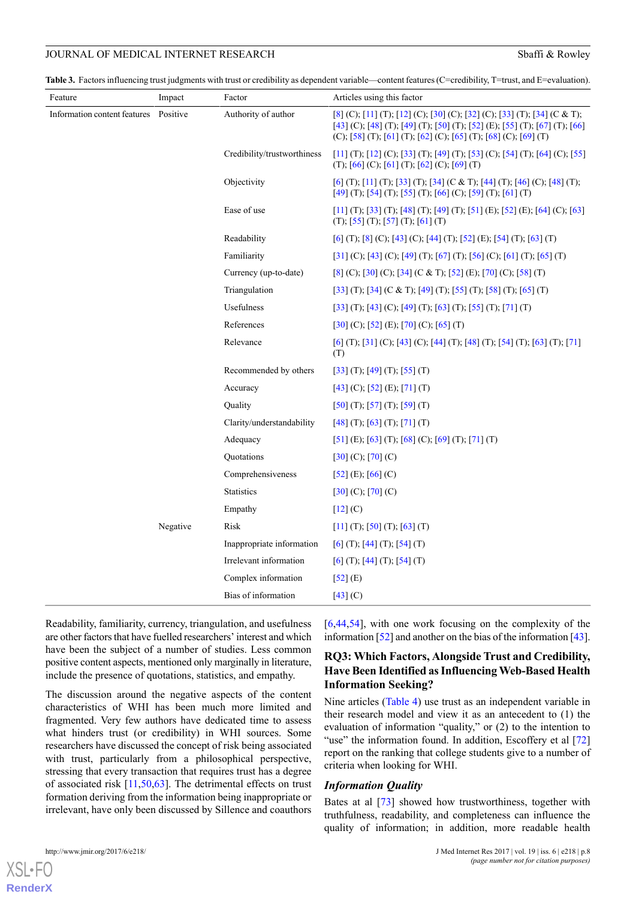**Table 3.** Factors influencing trust judgments with trust or credibility as dependent variable—content features (C=credibility, T=trust, and E=evaluation).

| Feature | Impact | Factor | Articles using this factor |
|---|---|---|---|
| Information content features | Positive | Authority of author | [8] (C); [11] (T); [12] (C); [30] (C); [32] (C); [33] (T); [34] (C & T); [43] (C); [48] (T); [49] (T); [50] (T); [52] (E); [55] (T); [67] (T); [66] (C); [58] (T); [61] (T); [62] (C); [65] (T); [68] (C); [69] (T) |
| | | Credibility/trustworthiness | [11] (T); [12] (C); [33] (T); [49] (T); [53] (C); [54] (T); [64] (C); [55] (T); [66] (C); [61] (T); [62] (C); [69] (T) |
| | | Objectivity | [6] (T); [11] (T); [33] (T); [34] (C & T); [44] (T); [46] (C); [48] (T); [49] (T); [54] (T); [55] (T); [66] (C); [59] (T); [61] (T) |
| | | Ease of use | [11] (T); [33] (T); [48] (T); [49] (T); [51] (E); [52] (E); [64] (C); [63] (T); [55] (T); [57] (T); [61] (T) |
| | | Readability | [6] (T); [8] (C); [43] (C); [44] (T); [52] (E); [54] (T); [63] (T) |
| | | Familiarity | [31] (C); [43] (C); [49] (T); [67] (T); [56] (C); [61] (T); [65] (T) |
| | | Currency (up-to-date) | [8] (C); [30] (C); [34] (C & T); [52] (E); [70] (C); [58] (T) |
| | | Triangulation | [33] (T); [34] (C & T); [49] (T); [55] (T); [58] (T); [65] (T) |
| | | Usefulness | [33] (T); [43] (C); [49] (T); [63] (T); [55] (T); [71] (T) |
| | | References | [30] (C); [52] (E); [70] (C); [65] (T) |
| | | Relevance | [6] (T); [31] (C); [43] (C); [44] (T); [48] (T); [54] (T); [63] (T); [71] (T) |
| | | Recommended by others | [33] (T); [49] (T); [55] (T) |
| | | Accuracy | [43] (C); [52] (E); [71] (T) |
| | | Quality | [50] (T); [57] (T); [59] (T) |
| | | Clarity/understandability | [48] (T); [63] (T); [71] (T) |
| | | Adequacy | [51] (E); [63] (T); [68] (C); [69] (T); [71] (T) |
| | | Quotations | [30] (C); [70] (C) |
| | | Comprehensiveness | [52] (E); [66] (C) |
| | | Statistics | [30] (C); [70] (C) |
| | | Empathy | [12] (C) |
| | Negative | Risk | [11] (T); [50] (T); [63] (T) |
| | | Inappropriate information | [6] (T); [44] (T); [54] (T) |
| | | Irrelevant information | [6] (T); [44] (T); [54] (T) |
| | | Complex information | [52] (E) |
| | | Bias of information | [43] (C) |

Readability, familiarity, currency, triangulation, and usefulness are other factors that have fuelled researchers' interest and which have been the subject of a number of studies. Less common positive content aspects, mentioned only marginally in literature, include the presence of quotations, statistics, and empathy.

The discussion around the negative aspects of the content characteristics of WHI has been much more limited and fragmented. Very few authors have dedicated time to assess what hinders trust (or credibility) in WHI sources. Some researchers have discussed the concept of risk being associated with trust, particularly from a philosophical perspective, stressing that every transaction that requires trust has a degree of associated risk [11,50,63]. The detrimental effects on trust formation deriving from the information being inappropriate or irrelevant, have only been discussed by Sillence and coauthors [6,44,54], with one work focusing on the complexity of the information [52] and another on the bias of the information [43].

## RQ3: Which Factors, Alongside Trust and Credibility, Have Been Identified as Influencing Web-Based Health Information Seeking?

Nine articles (Table 4) use trust as an independent variable in their research model and view it as an antecedent to (1) the evaluation of information "quality," or (2) to the intention to "use" the information found. In addition, Escoffery et al [72] report on the ranking that college students give to a number of criteria when looking for WHI.

### *Information Quality*

Bates at al [73] showed how trustworthiness, together with truthfulness, readability, and completeness can influence the quality of information; in addition, more readable health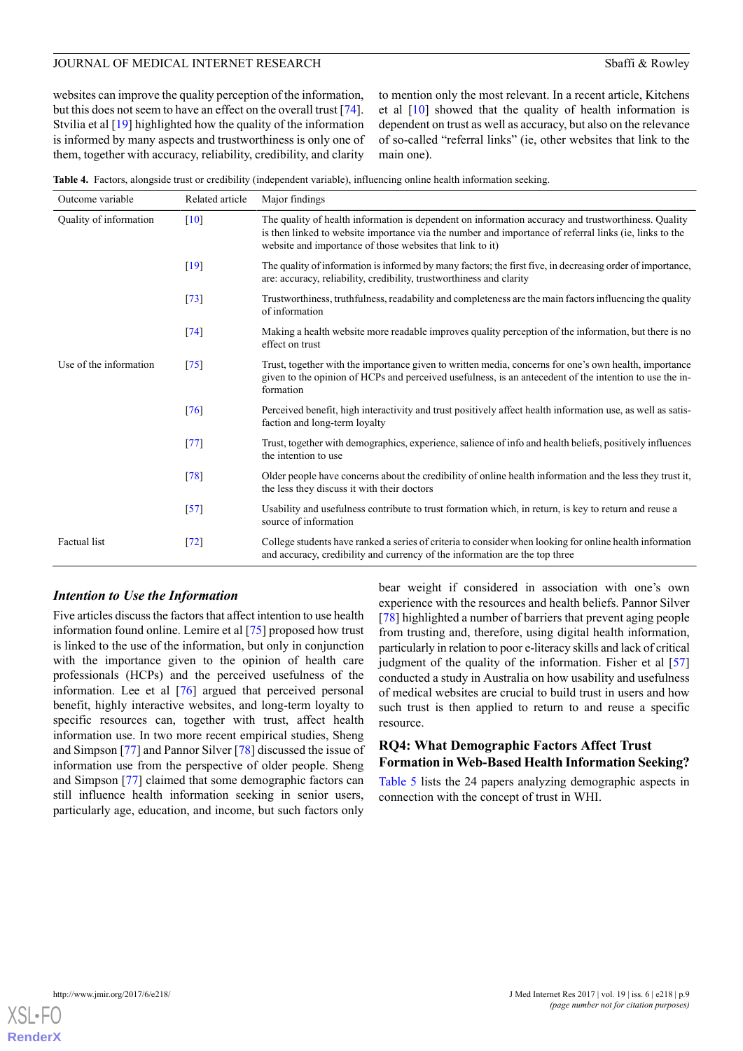websites can improve the quality perception of the information, but this does not seem to have an effect on the overall trust [74]. Stvilia et al [19] highlighted how the quality of the information is informed by many aspects and trustworthiness is only one of them, together with accuracy, reliability, credibility, and clarity to mention only the most relevant. In a recent article, Kitchens et al [10] showed that the quality of health information is dependent on trust as well as accuracy, but also on the relevance of so-called "referral links" (ie, other websites that link to the main one).

**Table 4.** Factors, alongside trust or credibility (independent variable), influencing online health information seeking.

| Outcome variable | Related article | Major findings |
|---|---|---|
| Quality of information | [10] | The quality of health information is dependent on information accuracy and trustworthiness. Quality is then linked to website importance via the number and importance of referral links (ie, links to the website and importance of those websites that link to it) |
| | [19] | The quality of information is informed by many factors; the first five, in decreasing order of importance, are: accuracy, reliability, credibility, trustworthiness and clarity |
| | [73] | Trustworthiness, truthfulness, readability and completeness are the main factors influencing the quality of information |
| | [74] | Making a health website more readable improves quality perception of the information, but there is no effect on trust |
| Use of the information | [75] | Trust, together with the importance given to written media, concerns for one's own health, importance given to the opinion of HCPs and perceived usefulness, is an antecedent of the intention to use the information |
| | [76] | Perceived benefit, high interactivity and trust positively affect health information use, as well as satisfaction and long-term loyalty |
| | [77] | Trust, together with demographics, experience, salience of info and health beliefs, positively influences the intention to use |
| | [78] | Older people have concerns about the credibility of online health information and the less they trust it, the less they discuss it with their doctors |
| | [57] | Usability and usefulness contribute to trust formation which, in return, is key to return and reuse a source of information |
| Factual list | [72] | College students have ranked a series of criteria to consider when looking for online health information and accuracy, credibility and currency of the information are the top three |

### *Intention to Use the Information*

Five articles discuss the factors that affect intention to use health information found online. Lemire et al [75] proposed how trust is linked to the use of the information, but only in conjunction with the importance given to the opinion of health care professionals (HCPs) and the perceived usefulness of the information. Lee et al [76] argued that perceived personal benefit, highly interactive websites, and long-term loyalty to specific resources can, together with trust, affect health information use. In two more recent empirical studies, Sheng and Simpson [77] and Pannor Silver [78] discussed the issue of information use from the perspective of older people. Sheng and Simpson [77] claimed that some demographic factors can still influence health information seeking in senior users, particularly age, education, and income, but such factors only bear weight if considered in association with one's own experience with the resources and health beliefs. Pannor Silver [78] highlighted a number of barriers that prevent aging people from trusting and, therefore, using digital health information, particularly in relation to poor e-literacy skills and lack of critical judgment of the quality of the information. Fisher et al [57] conducted a study in Australia on how usability and usefulness of medical websites are crucial to build trust in users and how such trust is then applied to return to and reuse a specific resource.

## RQ4: What Demographic Factors Affect Trust Formation in Web-Based Health Information Seeking?

Table 5 lists the 24 papers analyzing demographic aspects in connection with the concept of trust in WHI.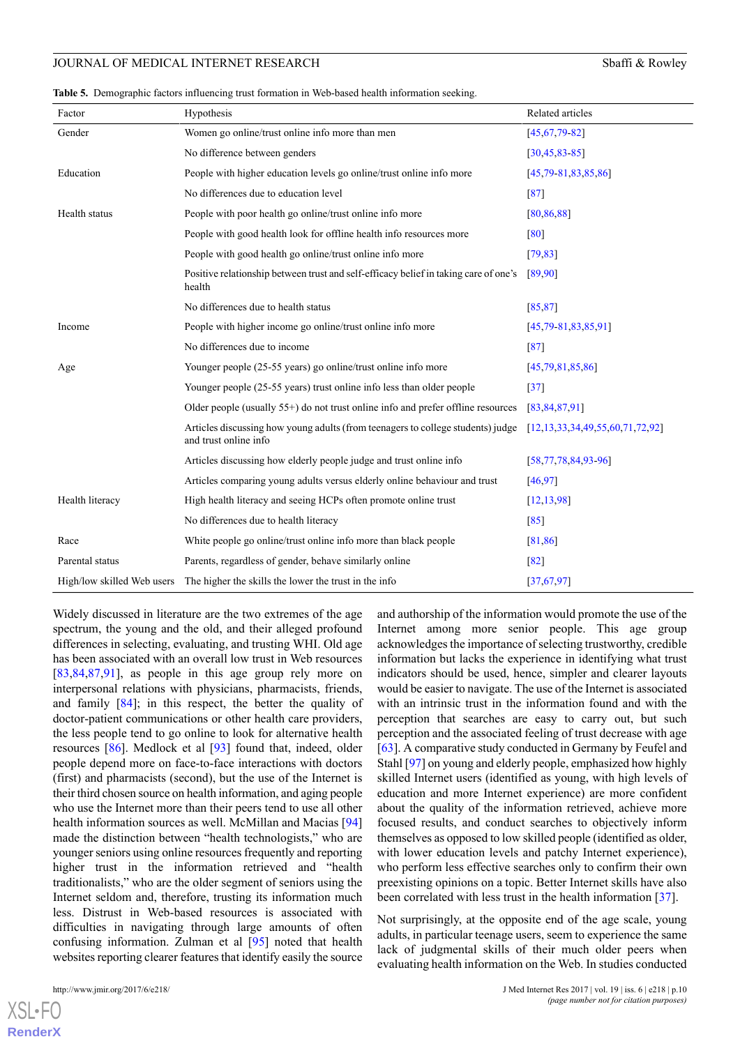**Table 5.** Demographic factors influencing trust formation in Web-based health information seeking.

| Factor | Hypothesis | Related articles |
|---|---|---|
| Gender | Women go online/trust online info more than men | [45,67,79-82] |
| | No difference between genders | [30,45,83-85] |
| Education | People with higher education levels go online/trust online info more | [45,79-81,83,85,86] |
| | No differences due to education level | [87] |
| Health status | People with poor health go online/trust online info more | [80,86,88] |
| | People with good health look for offline health info resources more | [80] |
| | People with good health go online/trust online info more | [79,83] |
| | Positive relationship between trust and self-efficacy belief in taking care of one's health | [89,90] |
| | No differences due to health status | [85,87] |
| Income | People with higher income go online/trust online info more | [45,79-81,83,85,91] |
| | No differences due to income | [87] |
| Age | Younger people (25-55 years) go online/trust online info more | [45,79,81,85,86] |
| | Younger people (25-55 years) trust online info less than older people | [37] |
| | Older people (usually 55+) do not trust online info and prefer offline resources | [83,84,87,91] |
| | Articles discussing how young adults (from teenagers to college students) judge and trust online info | [12,13,33,34,49,55,60,71,72,92] |
| | Articles discussing how elderly people judge and trust online info | [58,77,78,84,93-96] |
| | Articles comparing young adults versus elderly online behaviour and trust | [46,97] |
| Health literacy | High health literacy and seeing HCPs often promote online trust | [12,13,98] |
| | No differences due to health literacy | [85] |
| Race | White people go online/trust online info more than black people | [81,86] |
| Parental status | Parents, regardless of gender, behave similarly online | [82] |
| High/low skilled Web users | The higher the skills the lower the trust in the info | [37,67,97] |

Widely discussed in literature are the two extremes of the age spectrum, the young and the old, and their alleged profound differences in selecting, evaluating, and trusting WHI. Old age has been associated with an overall low trust in Web resources [83,84,87,91], as people in this age group rely more on interpersonal relations with physicians, pharmacists, friends, and family [84]; in this respect, the better the quality of doctor-patient communications or other health care providers, the less people tend to go online to look for alternative health resources [86]. Medlock et al [93] found that, indeed, older people depend more on face-to-face interactions with doctors (first) and pharmacists (second), but the use of the Internet is their third chosen source on health information, and aging people who use the Internet more than their peers tend to use all other health information sources as well. McMillan and Macias [94] made the distinction between "health technologists," who are younger seniors using online resources frequently and reporting higher trust in the information retrieved and "health traditionalists," who are the older segment of seniors using the Internet seldom and, therefore, trusting its information much less. Distrust in Web-based resources is associated with difficulties in navigating through large amounts of often confusing information. Zulman et al [95] noted that health websites reporting clearer features that identify easily the source and authorship of the information would promote the use of the Internet among senior people. This age group acknowledges the importance of selecting trustworthy, credible information but lacks the experience in identifying what trust indicators should be used, hence, simpler and clearer layouts would be easier to navigate. The use of the Internet is associated with an intrinsic trust in the information found and with the perception that searches are easy to carry out, but such perception and the associated feeling of trust decrease with age [63]. A comparative study conducted in Germany by Feufel and Stahl [97] on young and elderly people, emphasized how highly skilled Internet users (identified as young, with high levels of education and more Internet experience) are more confident about the quality of the information retrieved, achieve more focused results, and conduct searches to objectively inform themselves as opposed to low skilled people (identified as older, with lower education levels and patchy Internet experience), who perform less effective searches only to confirm their own preexisting opinions on a topic. Better Internet skills have also been correlated with less trust in the health information [37].

Not surprisingly, at the opposite end of the age scale, young adults, in particular teenage users, seem to experience the same lack of judgmental skills of their much older peers when evaluating health information on the Web. In studies conducted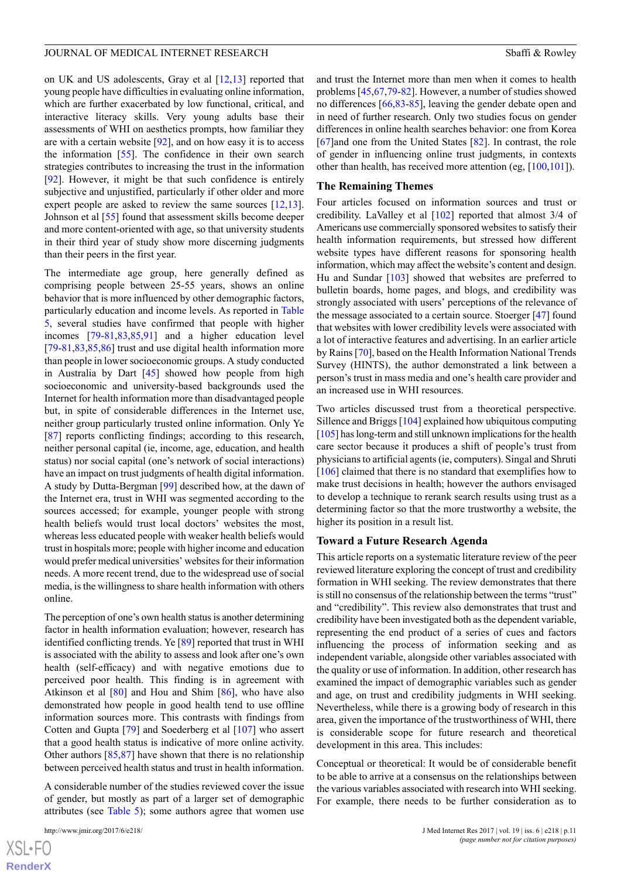on UK and US adolescents, Gray et al [12,13] reported that young people have difficulties in evaluating online information, which are further exacerbated by low functional, critical, and interactive literacy skills. Very young adults base their assessments of WHI on aesthetics prompts, how familiar they are with a certain website [92], and on how easy it is to access the information [55]. The confidence in their own search strategies contributes to increasing the trust in the information [92]. However, it might be that such confidence is entirely subjective and unjustified, particularly if other older and more expert people are asked to review the same sources [12,13]. Johnson et al [55] found that assessment skills become deeper and more content-oriented with age, so that university students in their third year of study show more discerning judgments than their peers in the first year.

The intermediate age group, here generally defined as comprising people between 25-55 years, shows an online behavior that is more influenced by other demographic factors, particularly education and income levels. As reported in Table 5, several studies have confirmed that people with higher incomes [79-81,83,85,91] and a higher education level [79-81,83,85,86] trust and use digital health information more than people in lower socioeconomic groups. A study conducted in Australia by Dart [45] showed how people from high socioeconomic and university-based backgrounds used the Internet for health information more than disadvantaged people but, in spite of considerable differences in the Internet use, neither group particularly trusted online information. Only Ye [87] reports conflicting findings; according to this research, neither personal capital (ie, income, age, education, and health status) nor social capital (one's network of social interactions) have an impact on trust judgments of health digital information. A study by Dutta-Bergman [99] described how, at the dawn of the Internet era, trust in WHI was segmented according to the sources accessed; for example, younger people with strong health beliefs would trust local doctors' websites the most, whereas less educated people with weaker health beliefs would trust in hospitals more; people with higher income and education would prefer medical universities' websites for their information needs. A more recent trend, due to the widespread use of social media, is the willingness to share health information with others online.

The perception of one's own health status is another determining factor in health information evaluation; however, research has identified conflicting trends. Ye [89] reported that trust in WHI is associated with the ability to assess and look after one's own health (self-efficacy) and with negative emotions due to perceived poor health. This finding is in agreement with Atkinson et al [80] and Hou and Shim [86], who have also demonstrated how people in good health tend to use offline information sources more. This contrasts with findings from Cotten and Gupta [79] and Soederberg et al [107] who assert that a good health status is indicative of more online activity. Other authors [85,87] have shown that there is no relationship between perceived health status and trust in health information.

A considerable number of the studies reviewed cover the issue of gender, but mostly as part of a larger set of demographic attributes (see Table 5); some authors agree that women use and trust the Internet more than men when it comes to health problems [45,67,79-82]. However, a number of studies showed no differences [66,83-85], leaving the gender debate open and in need of further research. Only two studies focus on gender differences in online health searches behavior: one from Korea [67]and one from the United States [82]. In contrast, the role of gender in influencing online trust judgments, in contexts other than health, has received more attention (eg, [100,101]).

### The Remaining Themes

Four articles focused on information sources and trust or credibility. LaValley et al [102] reported that almost 3/4 of Americans use commercially sponsored websites to satisfy their health information requirements, but stressed how different website types have different reasons for sponsoring health information, which may affect the website's content and design. Hu and Sundar [103] showed that websites are preferred to bulletin boards, home pages, and blogs, and credibility was strongly associated with users' perceptions of the relevance of the message associated to a certain source. Stoerger [47] found that websites with lower credibility levels were associated with a lot of interactive features and advertising. In an earlier article by Rains [70], based on the Health Information National Trends Survey (HINTS), the author demonstrated a link between a person's trust in mass media and one's health care provider and an increased use in WHI resources.

Two articles discussed trust from a theoretical perspective. Sillence and Briggs [104] explained how ubiquitous computing [105] has long-term and still unknown implications for the health care sector because it produces a shift of people's trust from physicians to artificial agents (ie, computers). Singal and Shruti [106] claimed that there is no standard that exemplifies how to make trust decisions in health; however the authors envisaged to develop a technique to rerank search results using trust as a determining factor so that the more trustworthy a website, the higher its position in a result list.

### Toward a Future Research Agenda

This article reports on a systematic literature review of the peer reviewed literature exploring the concept of trust and credibility formation in WHI seeking. The review demonstrates that there is still no consensus of the relationship between the terms "trust" and "credibility". This review also demonstrates that trust and credibility have been investigated both as the dependent variable, representing the end product of a series of cues and factors influencing the process of information seeking and as independent variable, alongside other variables associated with the quality or use of information. In addition, other research has examined the impact of demographic variables such as gender and age, on trust and credibility judgments in WHI seeking. Nevertheless, while there is a growing body of research in this area, given the importance of the trustworthiness of WHI, there is considerable scope for future research and theoretical development in this area. This includes:

Conceptual or theoretical: It would be of considerable benefit to be able to arrive at a consensus on the relationships between the various variables associated with research into WHI seeking. For example, there needs to be further consideration as to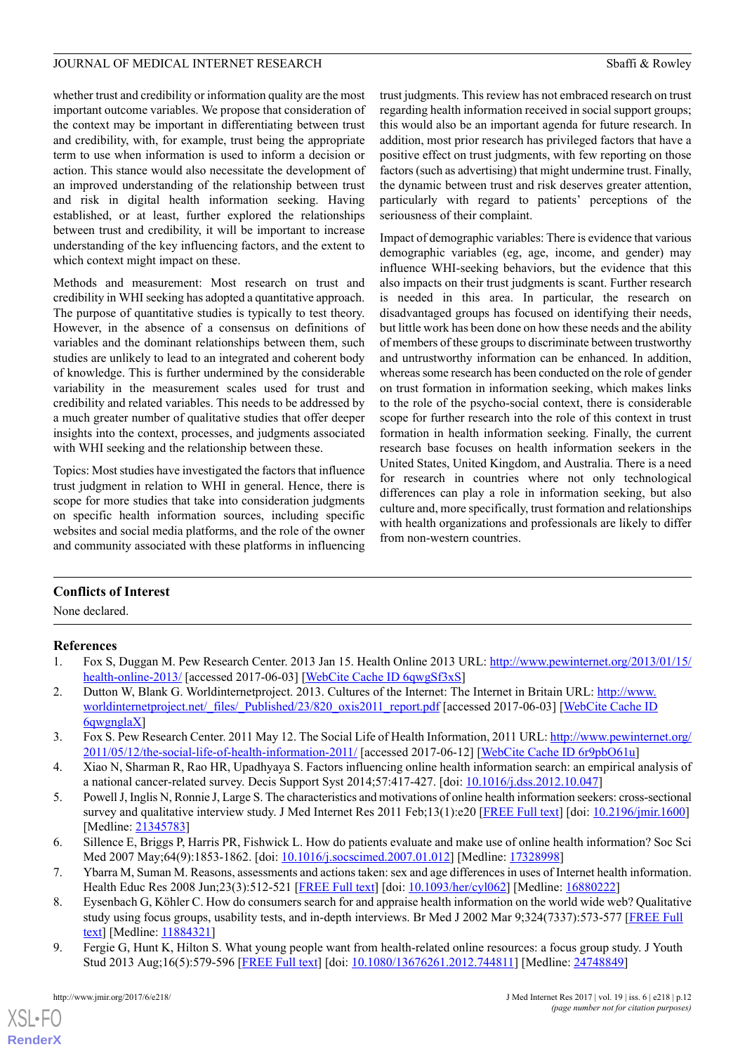whether trust and credibility or information quality are the most important outcome variables. We propose that consideration of the context may be important in differentiating between trust and credibility, with, for example, trust being the appropriate term to use when information is used to inform a decision or action. This stance would also necessitate the development of an improved understanding of the relationship between trust and risk in digital health information seeking. Having established, or at least, further explored the relationships between trust and credibility, it will be important to increase understanding of the key influencing factors, and the extent to which context might impact on these.

Methods and measurement: Most research on trust and credibility in WHI seeking has adopted a quantitative approach. The purpose of quantitative studies is typically to test theory. However, in the absence of a consensus on definitions of variables and the dominant relationships between them, such studies are unlikely to lead to an integrated and coherent body of knowledge. This is further undermined by the considerable variability in the measurement scales used for trust and credibility and related variables. This needs to be addressed by a much greater number of qualitative studies that offer deeper insights into the context, processes, and judgments associated with WHI seeking and the relationship between these.

Topics: Most studies have investigated the factors that influence trust judgment in relation to WHI in general. Hence, there is scope for more studies that take into consideration judgments on specific health information sources, including specific websites and social media platforms, and the role of the owner and community associated with these platforms in influencing trust judgments. This review has not embraced research on trust regarding health information received in social support groups; this would also be an important agenda for future research. In addition, most prior research has privileged factors that have a positive effect on trust judgments, with few reporting on those factors (such as advertising) that might undermine trust. Finally, the dynamic between trust and risk deserves greater attention, particularly with regard to patients' perceptions of the seriousness of their complaint.

Impact of demographic variables: There is evidence that various demographic variables (eg, age, income, and gender) may influence WHI-seeking behaviors, but the evidence that this also impacts on their trust judgments is scant. Further research is needed in this area. In particular, the research on disadvantaged groups has focused on identifying their needs, but little work has been done on how these needs and the ability of members of these groups to discriminate between trustworthy and untrustworthy information can be enhanced. In addition, whereas some research has been conducted on the role of gender on trust formation in information seeking, which makes links to the role of the psycho-social context, there is considerable scope for further research into the role of this context in trust formation in health information seeking. Finally, the current research base focuses on health information seekers in the United States, United Kingdom, and Australia. There is a need for research in countries where not only technological differences can play a role in information seeking, but also culture and, more specifically, trust formation and relationships with health organizations and professionals are likely to differ from non-western countries.

## Conflicts of Interest

None declared.

## References

1. Fox S, Duggan M. Pew Research Center. 2013 Jan 15. Health Online 2013 URL: http://www.pewinternet.org/2013/01/15/health-online-2013/ [accessed 2017-06-03] [WebCite Cache ID 6qwgSf3xS]
2. Dutton W, Blank G. Worldinternetproject. 2013. Cultures of the Internet: The Internet in Britain URL: http://www.worldinternetproject.net/_files/_Published/23/820_oxis2011_report.pdf [accessed 2017-06-03] [WebCite Cache ID 6qwgnglaX]
3. Fox S. Pew Research Center. 2011 May 12. The Social Life of Health Information, 2011 URL: http://www.pewinternet.org/2011/05/12/the-social-life-of-health-information-2011/ [accessed 2017-06-12] [WebCite Cache ID 6r9pbO61u]
4. Xiao N, Sharman R, Rao HR, Upadhyaya S. Factors influencing online health information search: an empirical analysis of a national cancer-related survey. Decis Support Syst 2014;57:417-427. [doi: 10.1016/j.dss.2012.10.047]
5. Powell J, Inglis N, Ronnie J, Large S. The characteristics and motivations of online health information seekers: cross-sectional survey and qualitative interview study. J Med Internet Res 2011 Feb;13(1):e20 [FREE Full text] [doi: 10.2196/jmir.1600] [Medline: 21345783]
6. Sillence E, Briggs P, Harris PR, Fishwick L. How do patients evaluate and make use of online health information? Soc Sci Med 2007 May;64(9):1853-1862. [doi: 10.1016/j.socscimed.2007.01.012] [Medline: 17328998]
7. Ybarra M, Suman M. Reasons, assessments and actions taken: sex and age differences in uses of Internet health information. Health Educ Res 2008 Jun;23(3):512-521 [FREE Full text] [doi: 10.1093/her/cyl062] [Medline: 16880222]
8. Eysenbach G, Köhler C. How do consumers search for and appraise health information on the world wide web? Qualitative study using focus groups, usability tests, and in-depth interviews. Br Med J 2002 Mar 9;324(7337):573-577 [FREE Full text] [Medline: 11884321]
9. Fergie G, Hunt K, Hilton S. What young people want from health-related online resources: a focus group study. J Youth Stud 2013 Aug;16(5):579-596 [FREE Full text] [doi: 10.1080/13676261.2012.744811] [Medline: 24748849]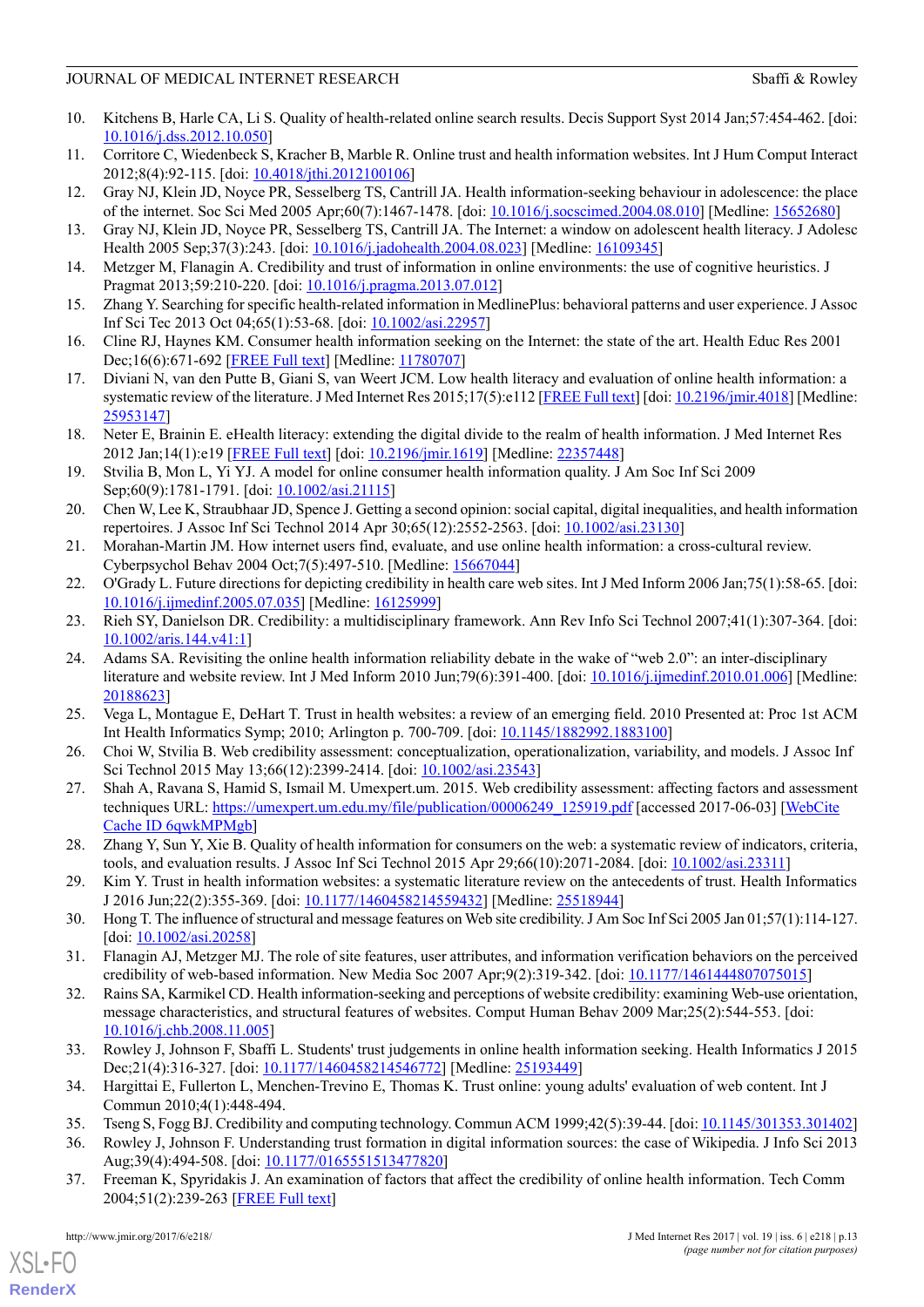10. Kitchens B, Harle CA, Li S. Quality of health-related online search results. Decis Support Syst 2014 Jan;57:454-462. [doi: 10.1016/j.dss.2012.10.050]
11. Corritore C, Wiedenbeck S, Kracher B, Marble R. Online trust and health information websites. Int J Hum Comput Interact 2012;8(4):92-115. [doi: 10.4018/jthi.2012100106]
12. Gray NJ, Klein JD, Noyce PR, Sesselberg TS, Cantrill JA. Health information-seeking behaviour in adolescence: the place of the internet. Soc Sci Med 2005 Apr;60(7):1467-1478. [doi: 10.1016/j.socscimed.2004.08.010] [Medline: 15652680]
13. Gray NJ, Klein JD, Noyce PR, Sesselberg TS, Cantrill JA. The Internet: a window on adolescent health literacy. J Adolesc Health 2005 Sep;37(3):243. [doi: 10.1016/j.jadohealth.2004.08.023] [Medline: 16109345]
14. Metzger M, Flanagin A. Credibility and trust of information in online environments: the use of cognitive heuristics. J Pragmat 2013;59:210-220. [doi: 10.1016/j.pragma.2013.07.012]
15. Zhang Y. Searching for specific health-related information in MedlinePlus: behavioral patterns and user experience. J Assoc Inf Sci Tec 2013 Oct 04;65(1):53-68. [doi: 10.1002/asi.22957]
16. Cline RJ, Haynes KM. Consumer health information seeking on the Internet: the state of the art. Health Educ Res 2001 Dec;16(6):671-692 [FREE Full text] [Medline: 11780707]
17. Diviani N, van den Putte B, Giani S, van Weert JCM. Low health literacy and evaluation of online health information: a systematic review of the literature. J Med Internet Res 2015;17(5):e112 [FREE Full text] [doi: 10.2196/jmir.4018] [Medline: 25953147]
18. Neter E, Brainin E. eHealth literacy: extending the digital divide to the realm of health information. J Med Internet Res 2012 Jan;14(1):e19 [FREE Full text] [doi: 10.2196/jmir.1619] [Medline: 22357448]
19. Stvilia B, Mon L, Yi YJ. A model for online consumer health information quality. J Am Soc Inf Sci 2009 Sep;60(9):1781-1791. [doi: 10.1002/asi.21115]
20. Chen W, Lee K, Straubhaar JD, Spence J. Getting a second opinion: social capital, digital inequalities, and health information repertoires. J Assoc Inf Sci Technol 2014 Apr 30;65(12):2552-2563. [doi: 10.1002/asi.23130]
21. Morahan-Martin JM. How internet users find, evaluate, and use online health information: a cross-cultural review. Cyberpsychol Behav 2004 Oct;7(5):497-510. [Medline: 15667044]
22. O'Grady L. Future directions for depicting credibility in health care web sites. Int J Med Inform 2006 Jan;75(1):58-65. [doi: 10.1016/j.ijmedinf.2005.07.035] [Medline: 16125999]
23. Rieh SY, Danielson DR. Credibility: a multidisciplinary framework. Ann Rev Info Sci Technol 2007;41(1):307-364. [doi: 10.1002/aris.144.v41:1]
24. Adams SA. Revisiting the online health information reliability debate in the wake of "web 2.0": an inter-disciplinary literature and website review. Int J Med Inform 2010 Jun;79(6):391-400. [doi: 10.1016/j.ijmedinf.2010.01.006] [Medline: 20188623]
25. Vega L, Montague E, DeHart T. Trust in health websites: a review of an emerging field. 2010 Presented at: Proc 1st ACM Int Health Informatics Symp; 2010; Arlington p. 700-709. [doi: 10.1145/1882992.1883100]
26. Choi W, Stvilia B. Web credibility assessment: conceptualization, operationalization, variability, and models. J Assoc Inf Sci Technol 2015 May 13;66(12):2399-2414. [doi: 10.1002/asi.23543]
27. Shah A, Ravana S, Hamid S, Ismail M. Umexpert.um. 2015. Web credibility assessment: affecting factors and assessment techniques URL: https://umexpert.um.edu.my/file/publication/00006249_125919.pdf [accessed 2017-06-03] [WebCite Cache ID 6qwkMPMgb]
28. Zhang Y, Sun Y, Xie B. Quality of health information for consumers on the web: a systematic review of indicators, criteria, tools, and evaluation results. J Assoc Inf Sci Technol 2015 Apr 29;66(10):2071-2084. [doi: 10.1002/asi.23311]
29. Kim Y. Trust in health information websites: a systematic literature review on the antecedents of trust. Health Informatics J 2016 Jun;22(2):355-369. [doi: 10.1177/1460458214559432] [Medline: 25518944]
30. Hong T. The influence of structural and message features on Web site credibility. J Am Soc Inf Sci 2005 Jan 01;57(1):114-127. [doi: 10.1002/asi.20258]
31. Flanagin AJ, Metzger MJ. The role of site features, user attributes, and information verification behaviors on the perceived credibility of web-based information. New Media Soc 2007 Apr;9(2):319-342. [doi: 10.1177/1461444807075015]
32. Rains SA, Karmikel CD. Health information-seeking and perceptions of website credibility: examining Web-use orientation, message characteristics, and structural features of websites. Comput Human Behav 2009 Mar;25(2):544-553. [doi: 10.1016/j.chb.2008.11.005]
33. Rowley J, Johnson F, Sbaffi L. Students' trust judgements in online health information seeking. Health Informatics J 2015 Dec;21(4):316-327. [doi: 10.1177/1460458214546772] [Medline: 25193449]
34. Hargittai E, Fullerton L, Menchen-Trevino E, Thomas K. Trust online: young adults' evaluation of web content. Int J Commun 2010;4(1):448-494.
35. Tseng S, Fogg BJ. Credibility and computing technology. Commun ACM 1999;42(5):39-44. [doi: 10.1145/301353.301402]
36. Rowley J, Johnson F. Understanding trust formation in digital information sources: the case of Wikipedia. J Info Sci 2013 Aug;39(4):494-508. [doi: 10.1177/0165551513477820]
37. Freeman K, Spyridakis J. An examination of factors that affect the credibility of online health information. Tech Comm 2004;51(2):239-263 [FREE Full text]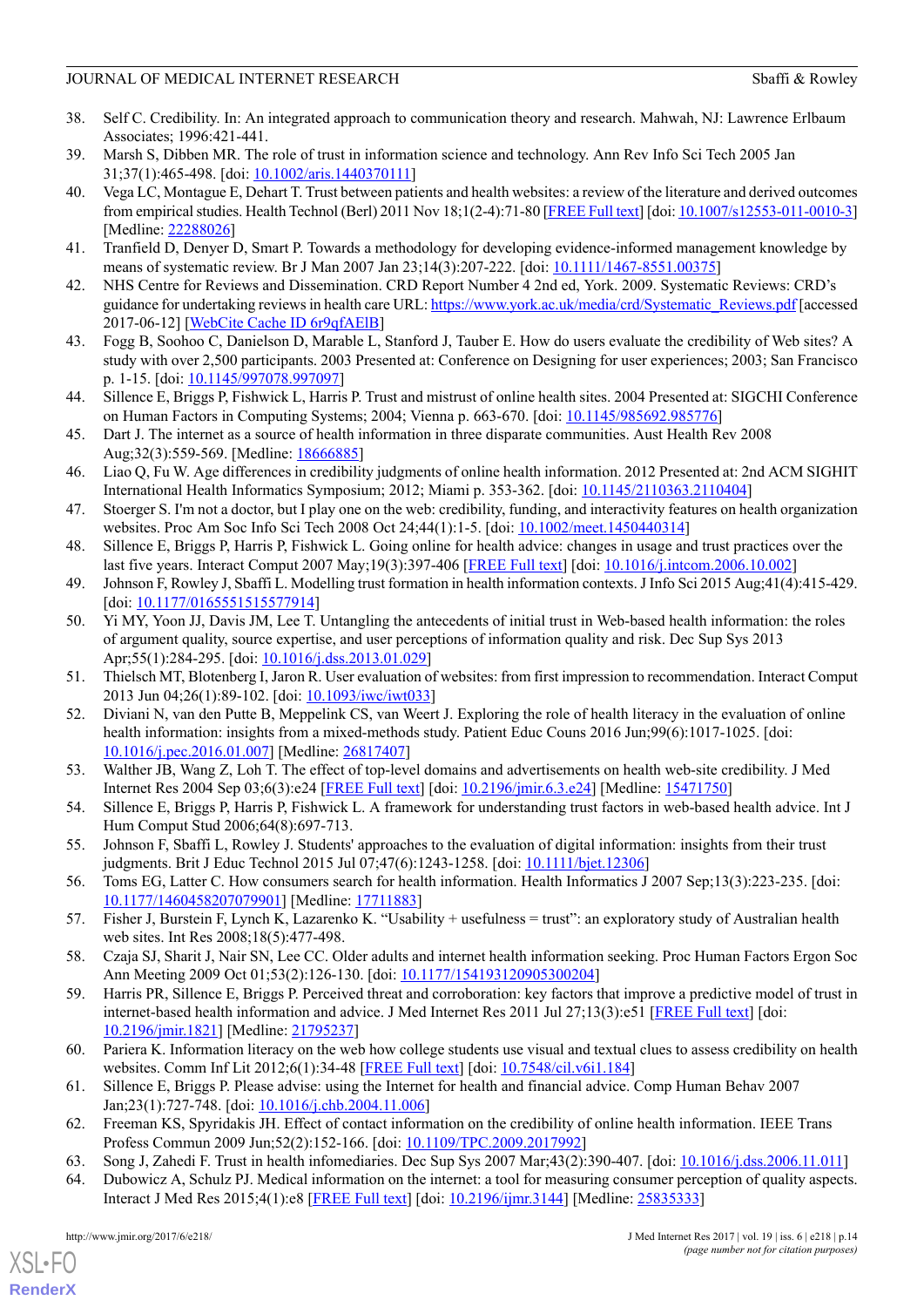38. Self C. Credibility. In: An integrated approach to communication theory and research. Mahwah, NJ: Lawrence Erlbaum Associates; 1996:421-441.
39. Marsh S, Dibben MR. The role of trust in information science and technology. Ann Rev Info Sci Tech 2005 Jan 31;37(1):465-498. [doi: 10.1002/aris.1440370111]
40. Vega LC, Montague E, Dehart T. Trust between patients and health websites: a review of the literature and derived outcomes from empirical studies. Health Technol (Berl) 2011 Nov 18;1(2-4):71-80 [FREE Full text] [doi: 10.1007/s12553-011-0010-3] [Medline: 22288026]
41. Tranfield D, Denyer D, Smart P. Towards a methodology for developing evidence-informed management knowledge by means of systematic review. Br J Man 2007 Jan 23;14(3):207-222. [doi: 10.1111/1467-8551.00375]
42. NHS Centre for Reviews and Dissemination. CRD Report Number 4 2nd ed, York. 2009. Systematic Reviews: CRD's guidance for undertaking reviews in health care URL: https://www.york.ac.uk/media/crd/Systematic_Reviews.pdf [accessed 2017-06-12] [WebCite Cache ID 6r9qfAElB]
43. Fogg B, Soohoo C, Danielson D, Marable L, Stanford J, Tauber E. How do users evaluate the credibility of Web sites? A study with over 2,500 participants. 2003 Presented at: Conference on Designing for user experiences; 2003; San Francisco p. 1-15. [doi: 10.1145/997078.997097]
44. Sillence E, Briggs P, Fishwick L, Harris P. Trust and mistrust of online health sites. 2004 Presented at: SIGCHI Conference on Human Factors in Computing Systems; 2004; Vienna p. 663-670. [doi: 10.1145/985692.985776]
45. Dart J. The internet as a source of health information in three disparate communities. Aust Health Rev 2008 Aug;32(3):559-569. [Medline: 18666885]
46. Liao Q, Fu W. Age differences in credibility judgments of online health information. 2012 Presented at: 2nd ACM SIGHIT International Health Informatics Symposium; 2012; Miami p. 353-362. [doi: 10.1145/2110363.2110404]
47. Stoerger S. I'm not a doctor, but I play one on the web: credibility, funding, and interactivity features on health organization websites. Proc Am Soc Info Sci Tech 2008 Oct 24;44(1):1-5. [doi: 10.1002/meet.1450440314]
48. Sillence E, Briggs P, Harris P, Fishwick L. Going online for health advice: changes in usage and trust practices over the last five years. Interact Comput 2007 May;19(3):397-406 [FREE Full text] [doi: 10.1016/j.intcom.2006.10.002]
49. Johnson F, Rowley J, Sbaffi L. Modelling trust formation in health information contexts. J Info Sci 2015 Aug;41(4):415-429. [doi: 10.1177/0165551515577914]
50. Yi MY, Yoon JJ, Davis JM, Lee T. Untangling the antecedents of initial trust in Web-based health information: the roles of argument quality, source expertise, and user perceptions of information quality and risk. Dec Sup Sys 2013 Apr;55(1):284-295. [doi: 10.1016/j.dss.2013.01.029]
51. Thielsch MT, Blotenberg I, Jaron R. User evaluation of websites: from first impression to recommendation. Interact Comput 2013 Jun 04;26(1):89-102. [doi: 10.1093/iwc/iwt033]
52. Diviani N, van den Putte B, Meppelink CS, van Weert J. Exploring the role of health literacy in the evaluation of online health information: insights from a mixed-methods study. Patient Educ Couns 2016 Jun;99(6):1017-1025. [doi: 10.1016/j.pec.2016.01.007] [Medline: 26817407]
53. Walther JB, Wang Z, Loh T. The effect of top-level domains and advertisements on health web-site credibility. J Med Internet Res 2004 Sep 03;6(3):e24 [FREE Full text] [doi: 10.2196/jmir.6.3.e24] [Medline: 15471750]
54. Sillence E, Briggs P, Harris P, Fishwick L. A framework for understanding trust factors in web-based health advice. Int J Hum Comput Stud 2006;64(8):697-713.
55. Johnson F, Sbaffi L, Rowley J. Students' approaches to the evaluation of digital information: insights from their trust judgments. Brit J Educ Technol 2015 Jul 07;47(6):1243-1258. [doi: 10.1111/bjet.12306]
56. Toms EG, Latter C. How consumers search for health information. Health Informatics J 2007 Sep;13(3):223-235. [doi: 10.1177/1460458207079901] [Medline: 17711883]
57. Fisher J, Burstein F, Lynch K, Lazarenko K. "Usability + usefulness = trust": an exploratory study of Australian health web sites. Int Res 2008;18(5):477-498.
58. Czaja SJ, Sharit J, Nair SN, Lee CC. Older adults and internet health information seeking. Proc Human Factors Ergon Soc Ann Meeting 2009 Oct 01;53(2):126-130. [doi: 10.1177/154193120905300204]
59. Harris PR, Sillence E, Briggs P. Perceived threat and corroboration: key factors that improve a predictive model of trust in internet-based health information and advice. J Med Internet Res 2011 Jul 27;13(3):e51 [FREE Full text] [doi: 10.2196/jmir.1821] [Medline: 21795237]
60. Pariera K. Information literacy on the web how college students use visual and textual clues to assess credibility on health websites. Comm Inf Lit 2012;6(1):34-48 [FREE Full text] [doi: 10.7548/cil.v6i1.184]
61. Sillence E, Briggs P. Please advise: using the Internet for health and financial advice. Comp Human Behav 2007 Jan;23(1):727-748. [doi: 10.1016/j.chb.2004.11.006]
62. Freeman KS, Spyridakis JH. Effect of contact information on the credibility of online health information. IEEE Trans Profess Commun 2009 Jun;52(2):152-166. [doi: 10.1109/TPC.2009.2017992]
63. Song J, Zahedi F. Trust in health infomediaries. Dec Sup Sys 2007 Mar;43(2):390-407. [doi: 10.1016/j.dss.2006.11.011]
64. Dubowicz A, Schulz PJ. Medical information on the internet: a tool for measuring consumer perception of quality aspects. Interact J Med Res 2015;4(1):e8 [FREE Full text] [doi: 10.2196/ijmr.3144] [Medline: 25835333]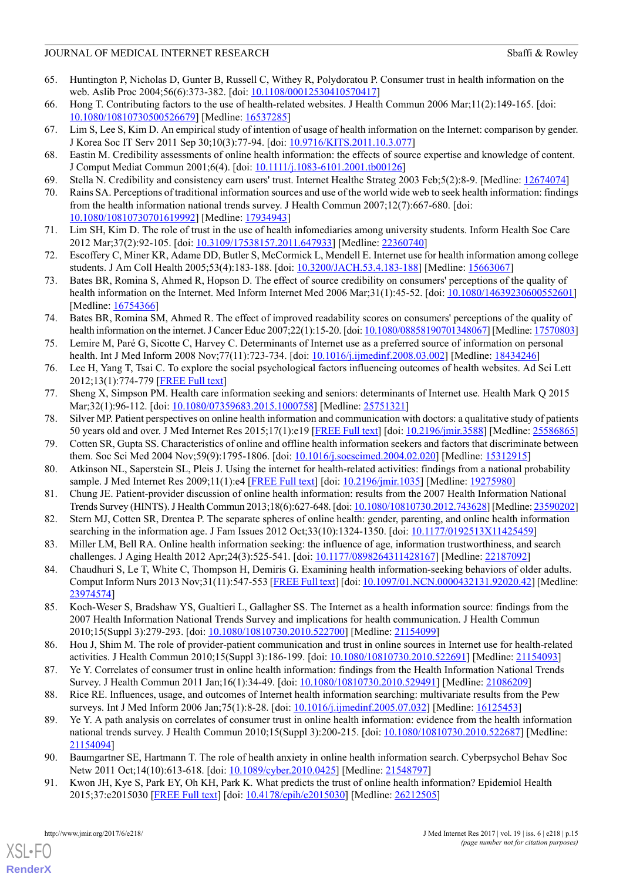65. Huntington P, Nicholas D, Gunter B, Russell C, Withey R, Polydoratou P. Consumer trust in health information on the web. Aslib Proc 2004;56(6):373-382. [doi: 10.1108/00012530410570417]
66. Hong T. Contributing factors to the use of health-related websites. J Health Commun 2006 Mar;11(2):149-165. [doi: 10.1080/10810730500526679] [Medline: 16537285]
67. Lim S, Lee S, Kim D. An empirical study of intention of usage of health information on the Internet: comparison by gender. J Korea Soc IT Serv 2011 Sep 30;10(3):77-94. [doi: 10.9716/KITS.2011.10.3.077]
68. Eastin M. Credibility assessments of online health information: the effects of source expertise and knowledge of content. J Comput Mediat Commun 2001;6(4). [doi: 10.1111/j.1083-6101.2001.tb00126]
69. Stella N. Credibility and consistency earn users' trust. Internet Healthc Strateg 2003 Feb;5(2):8-9. [Medline: 12674074]
70. Rains SA. Perceptions of traditional information sources and use of the world wide web to seek health information: findings from the health information national trends survey. J Health Commun 2007;12(7):667-680. [doi: 10.1080/10810730701619992] [Medline: 17934943]
71. Lim SH, Kim D. The role of trust in the use of health infomediaries among university students. Inform Health Soc Care 2012 Mar;37(2):92-105. [doi: 10.3109/17538157.2011.647933] [Medline: 22360740]
72. Escoffery C, Miner KR, Adame DD, Butler S, McCormick L, Mendell E. Internet use for health information among college students. J Am Coll Health 2005;53(4):183-188. [doi: 10.3200/JACH.53.4.183-188] [Medline: 15663067]
73. Bates BR, Romina S, Ahmed R, Hopson D. The effect of source credibility on consumers' perceptions of the quality of health information on the Internet. Med Inform Internet Med 2006 Mar;31(1):45-52. [doi: 10.1080/14639230600552601] [Medline: 16754366]
74. Bates BR, Romina SM, Ahmed R. The effect of improved readability scores on consumers' perceptions of the quality of health information on the internet. J Cancer Educ 2007;22(1):15-20. [doi: 10.1080/08858190701348067] [Medline: 17570803]
75. Lemire M, Paré G, Sicotte C, Harvey C. Determinants of Internet use as a preferred source of information on personal health. Int J Med Inform 2008 Nov;77(11):723-734. [doi: 10.1016/j.ijmedinf.2008.03.002] [Medline: 18434246]
76. Lee H, Yang T, Tsai C. To explore the social psychological factors influencing outcomes of health websites. Ad Sci Lett 2012;13(1):774-779 [FREE Full text]
77. Sheng X, Simpson PM. Health care information seeking and seniors: determinants of Internet use. Health Mark Q 2015 Mar;32(1):96-112. [doi: 10.1080/07359683.2015.1000758] [Medline: 25751321]
78. Silver MP. Patient perspectives on online health information and communication with doctors: a qualitative study of patients 50 years old and over. J Med Internet Res 2015;17(1):e19 [FREE Full text] [doi: 10.2196/jmir.3588] [Medline: 25586865]
79. Cotten SR, Gupta SS. Characteristics of online and offline health information seekers and factors that discriminate between them. Soc Sci Med 2004 Nov;59(9):1795-1806. [doi: 10.1016/j.socscimed.2004.02.020] [Medline: 15312915]
80. Atkinson NL, Saperstein SL, Pleis J. Using the internet for health-related activities: findings from a national probability sample. J Med Internet Res 2009;11(1):e4 [FREE Full text] [doi: 10.2196/jmir.1035] [Medline: 19275980]
81. Chung JE. Patient-provider discussion of online health information: results from the 2007 Health Information National Trends Survey (HINTS). J Health Commun 2013;18(6):627-648. [doi: 10.1080/10810730.2012.743628] [Medline: 23590202]
82. Stern MJ, Cotten SR, Drentea P. The separate spheres of online health: gender, parenting, and online health information searching in the information age. J Fam Issues 2012 Oct;33(10):1324-1350. [doi: 10.1177/0192513X11425459]
83. Miller LM, Bell RA. Online health information seeking: the influence of age, information trustworthiness, and search challenges. J Aging Health 2012 Apr;24(3):525-541. [doi: 10.1177/0898264311428167] [Medline: 22187092]
84. Chaudhuri S, Le T, White C, Thompson H, Demiris G. Examining health information-seeking behaviors of older adults. Comput Inform Nurs 2013 Nov;31(11):547-553 [FREE Full text] [doi: 10.1097/01.NCN.0000432131.92020.42] [Medline: 23974574]
85. Koch-Weser S, Bradshaw YS, Gualtieri L, Gallagher SS. The Internet as a health information source: findings from the 2007 Health Information National Trends Survey and implications for health communication. J Health Commun 2010;15(Suppl 3):279-293. [doi: 10.1080/10810730.2010.522700] [Medline: 21154099]
86. Hou J, Shim M. The role of provider-patient communication and trust in online sources in Internet use for health-related activities. J Health Commun 2010;15(Suppl 3):186-199. [doi: 10.1080/10810730.2010.522691] [Medline: 21154093]
87. Ye Y. Correlates of consumer trust in online health information: findings from the Health Information National Trends Survey. J Health Commun 2011 Jan;16(1):34-49. [doi: 10.1080/10810730.2010.529491] [Medline: 21086209]
88. Rice RE. Influences, usage, and outcomes of Internet health information searching: multivariate results from the Pew surveys. Int J Med Inform 2006 Jan;75(1):8-28. [doi: 10.1016/j.ijmedinf.2005.07.032] [Medline: 16125453]
89. Ye Y. A path analysis on correlates of consumer trust in online health information: evidence from the health information national trends survey. J Health Commun 2010;15(Suppl 3):200-215. [doi: 10.1080/10810730.2010.522687] [Medline: 21154094]
90. Baumgartner SE, Hartmann T. The role of health anxiety in online health information search. Cyberpsychol Behav Soc Netw 2011 Oct;14(10):613-618. [doi: 10.1089/cyber.2010.0425] [Medline: 21548797]
91. Kwon JH, Kye S, Park EY, Oh KH, Park K. What predicts the trust of online health information? Epidemiol Health 2015;37:e2015030 [FREE Full text] [doi: 10.4178/epih/e2015030] [Medline: 26212505]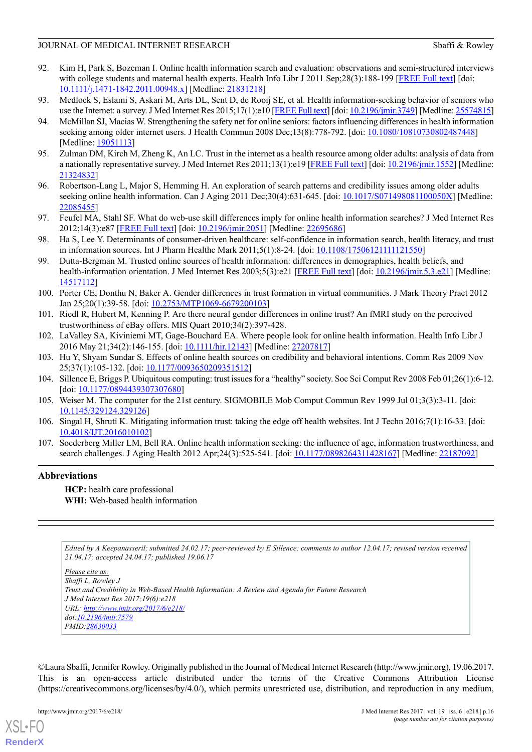92. Kim H, Park S, Bozeman I. Online health information search and evaluation: observations and semi-structured interviews with college students and maternal health experts. Health Info Libr J 2011 Sep;28(3):188-199 [FREE Full text] [doi: 10.1111/j.1471-1842.2011.00948.x] [Medline: 21831218]
93. Medlock S, Eslami S, Askari M, Arts DL, Sent D, de Rooij SE, et al. Health information-seeking behavior of seniors who use the Internet: a survey. J Med Internet Res 2015;17(1):e10 [FREE Full text] [doi: 10.2196/jmir.3749] [Medline: 25574815]
94. McMillan SJ, Macias W. Strengthening the safety net for online seniors: factors influencing differences in health information seeking among older internet users. J Health Commun 2008 Dec;13(8):778-792. [doi: 10.1080/10810730802487448] [Medline: 19051113]
95. Zulman DM, Kirch M, Zheng K, An LC. Trust in the internet as a health resource among older adults: analysis of data from a nationally representative survey. J Med Internet Res 2011;13(1):e19 [FREE Full text] [doi: 10.2196/jmir.1552] [Medline: 21324832]
96. Robertson-Lang L, Major S, Hemming H. An exploration of search patterns and credibility issues among older adults seeking online health information. Can J Aging 2011 Dec;30(4):631-645. [doi: 10.1017/S071498081100050X] [Medline: 22085455]
97. Feufel MA, Stahl SF. What do web-use skill differences imply for online health information searches? J Med Internet Res 2012;14(3):e87 [FREE Full text] [doi: 10.2196/jmir.2051] [Medline: 22695686]
98. Ha S, Lee Y. Determinants of consumer-driven healthcare: self-confidence in information search, health literacy, and trust in information sources. Int J Pharm Healthc Mark 2011;5(1):8-24. [doi: 10.1108/17506121111121550]
99. Dutta-Bergman M. Trusted online sources of health information: differences in demographics, health beliefs, and health-information orientation. J Med Internet Res 2003;5(3):e21 [FREE Full text] [doi: 10.2196/jmir.5.3.e21] [Medline: 14517112]
100. Porter CE, Donthu N, Baker A. Gender differences in trust formation in virtual communities. J Mark Theory Pract 2012 Jan 25;20(1):39-58. [doi: 10.2753/MTP1069-6679200103]
101. Riedl R, Hubert M, Kenning P. Are there neural gender differences in online trust? An fMRI study on the perceived trustworthiness of eBay offers. MIS Quart 2010;34(2):397-428.
102. LaValley SA, Kiviniemi MT, Gage-Bouchard EA. Where people look for online health information. Health Info Libr J 2016 May 21;34(2):146-155. [doi: 10.1111/hir.12143] [Medline: 27207817]
103. Hu Y, Shyam Sundar S. Effects of online health sources on credibility and behavioral intentions. Comm Res 2009 Nov 25;37(1):105-132. [doi: 10.1177/0093650209351512]
104. Sillence E, Briggs P. Ubiquitous computing: trust issues for a "healthy" society. Soc Sci Comput Rev 2008 Feb 01;26(1):6-12. [doi: 10.1177/0894439307307680]
105. Weiser M. The computer for the 21st century. SIGMOBILE Mob Comput Commun Rev 1999 Jul 01;3(3):3-11. [doi: 10.1145/329124.329126]
106. Singal H, Shruti K. Mitigating information trust: taking the edge off health websites. Int J Techn 2016;7(1):16-33. [doi: 10.4018/IJT.2016010102]
107. Soederberg Miller LM, Bell RA. Online health information seeking: the influence of age, information trustworthiness, and search challenges. J Aging Health 2012 Apr;24(3):525-541. [doi: 10.1177/0898264311428167] [Medline: 22187092]

## Abbreviations

**HCP:** health care professional
**WHI:** Web-based health information

---

*Edited by A Keepanasseril; submitted 24.02.17; peer-reviewed by E Sillence; comments to author 12.04.17; revised version received 21.04.17; accepted 24.04.17; published 19.06.17*

*Please cite as:*
*Sbaffi L, Rowley J*
*Trust and Credibility in Web-Based Health Information: A Review and Agenda for Future Research*
*J Med Internet Res 2017;19(6):e218*
*URL: http://www.jmir.org/2017/6/e218/*
*doi:10.2196/jmir.7579*
*PMID:28630033*

©Laura Sbaffi, Jennifer Rowley. Originally published in the Journal of Medical Internet Research (http://www.jmir.org), 19.06.2017. This is an open-access article distributed under the terms of the Creative Commons Attribution License (https://creativecommons.org/licenses/by/4.0/), which permits unrestricted use, distribution, and reproduction in any medium,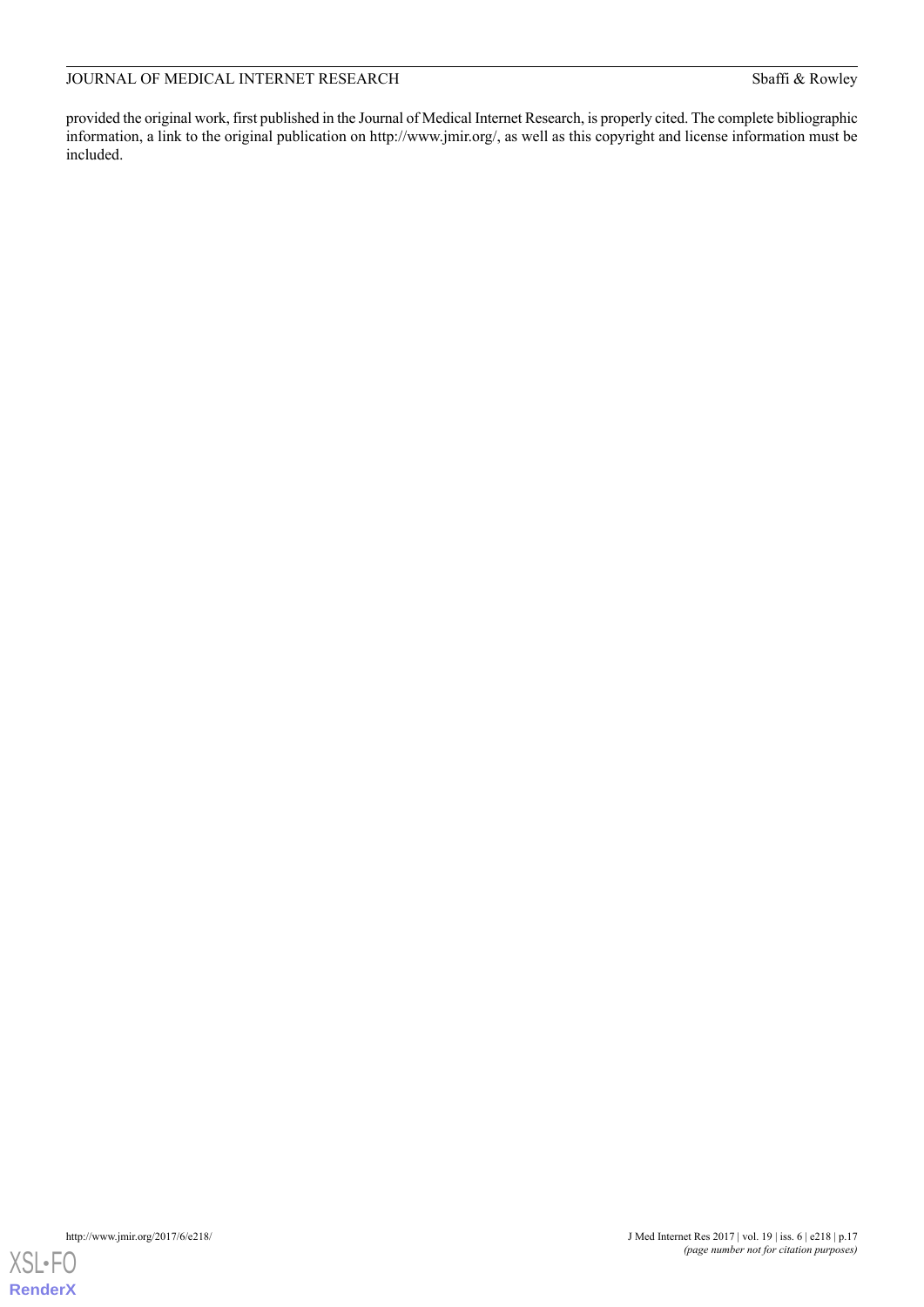provided the original work, first published in the Journal of Medical Internet Research, is properly cited. The complete bibliographic information, a link to the original publication on http://www.jmir.org/, as well as this copyright and license information must be included.